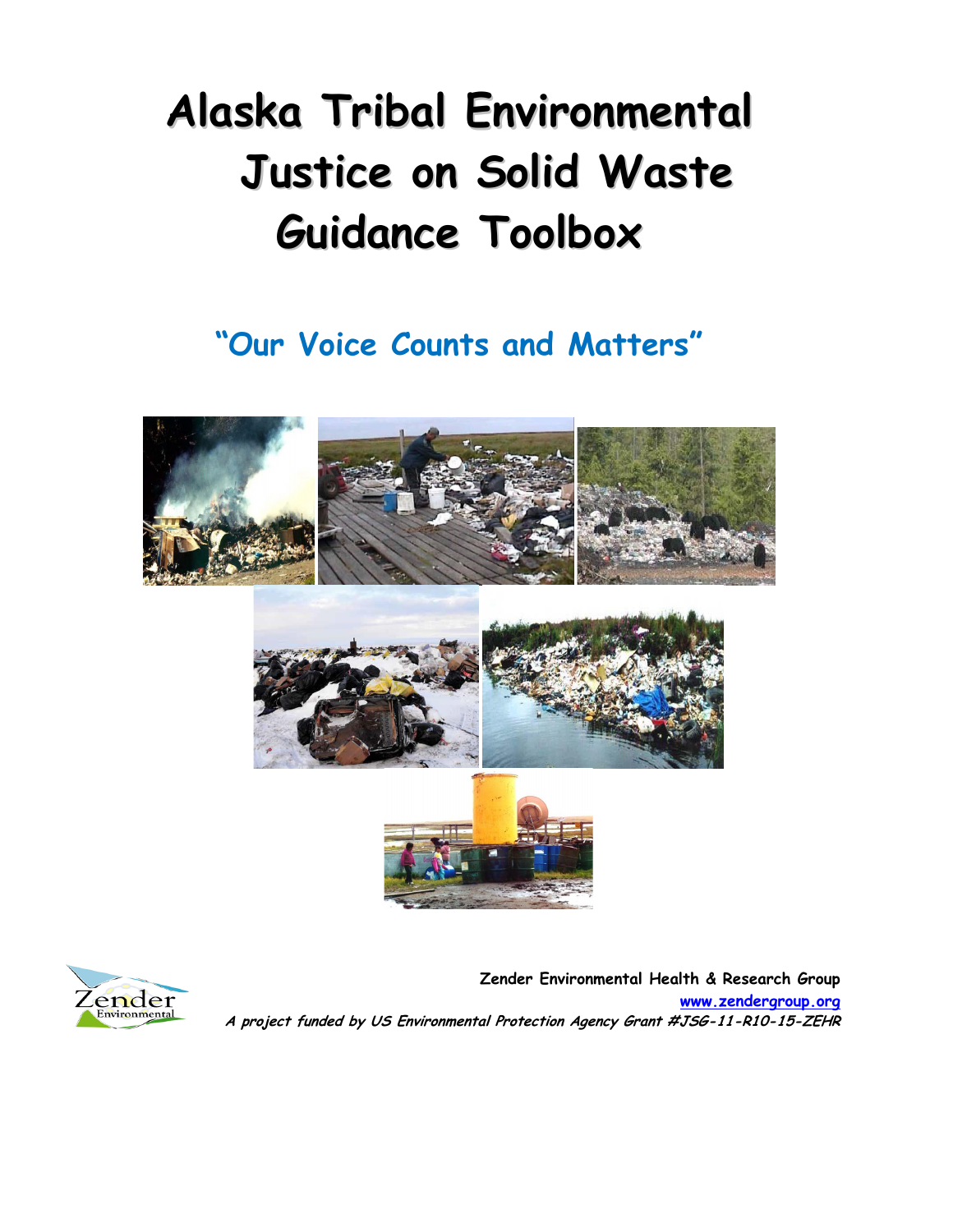# Alaska Tribal Environmental Justice on Solid Waste Guidance Toolbox

## "Our Voice Counts and Matters"

**Zender Environmental Health & Research Group**

**www.zendergroup.org**

***A project funded by US Environmental Protection Agency Grant #JSG-11-R10-15-ZEHR***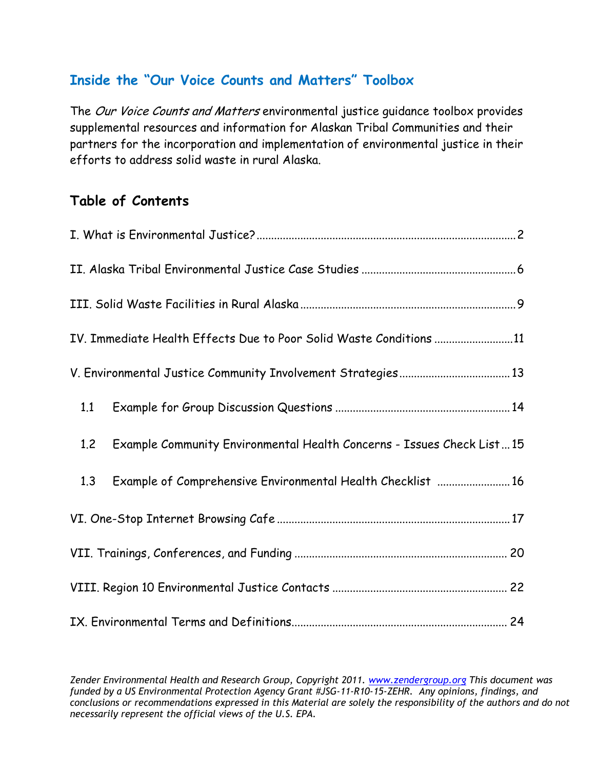## Inside the "Our Voice Counts and Matters" Toolbox

The *Our Voice Counts and Matters* environmental justice guidance toolbox provides supplemental resources and information for Alaskan Tribal Communities and their partners for the incorporation and implementation of environmental justice in their efforts to address solid waste in rural Alaska.

### Table of Contents

I. What is Environmental Justice? .......... 2

II. Alaska Tribal Environmental Justice Case Studies .......... 6

III. Solid Waste Facilities in Rural Alaska .......... 9

IV. Immediate Health Effects Due to Poor Solid Waste Conditions .......... 11

V. Environmental Justice Community Involvement Strategies .......... 13

- 1.1 Example for Group Discussion Questions .......... 14
- 1.2 Example Community Environmental Health Concerns - Issues Check List .......... 15
- 1.3 Example of Comprehensive Environmental Health Checklist .......... 16

VI. One-Stop Internet Browsing Cafe .......... 17

VII. Trainings, Conferences, and Funding .......... 20

VIII. Region 10 Environmental Justice Contacts .......... 22

IX. Environmental Terms and Definitions .......... 24

*Zender Environmental Health and Research Group, Copyright 2011. www.zendergroup.org This document was funded by a US Environmental Protection Agency Grant #JSG-11-R10-15-ZEHR. Any opinions, findings, and conclusions or recommendations expressed in this Material are solely the responsibility of the authors and do not necessarily represent the official views of the U.S. EPA.*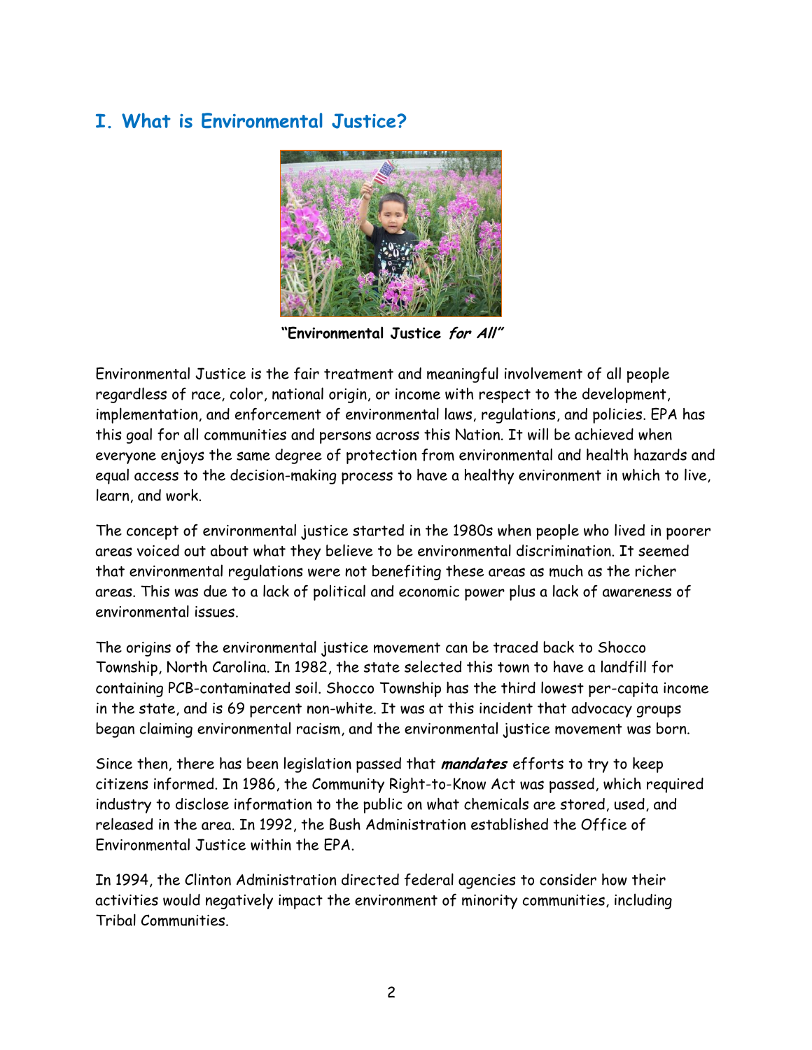## I. What is Environmental Justice?

**"Environmental Justice *for All*"**

Environmental Justice is the fair treatment and meaningful involvement of all people regardless of race, color, national origin, or income with respect to the development, implementation, and enforcement of environmental laws, regulations, and policies. EPA has this goal for all communities and persons across this Nation. It will be achieved when everyone enjoys the same degree of protection from environmental and health hazards and equal access to the decision-making process to have a healthy environment in which to live, learn, and work.

The concept of environmental justice started in the 1980s when people who lived in poorer areas voiced out about what they believe to be environmental discrimination. It seemed that environmental regulations were not benefiting these areas as much as the richer areas. This was due to a lack of political and economic power plus a lack of awareness of environmental issues.

The origins of the environmental justice movement can be traced back to Shocco Township, North Carolina. In 1982, the state selected this town to have a landfill for containing PCB-contaminated soil. Shocco Township has the third lowest per-capita income in the state, and is 69 percent non-white. It was at this incident that advocacy groups began claiming environmental racism, and the environmental justice movement was born.

Since then, there has been legislation passed that ***mandates*** efforts to try to keep citizens informed. In 1986, the Community Right-to-Know Act was passed, which required industry to disclose information to the public on what chemicals are stored, used, and released in the area. In 1992, the Bush Administration established the Office of Environmental Justice within the EPA.

In 1994, the Clinton Administration directed federal agencies to consider how their activities would negatively impact the environment of minority communities, including Tribal Communities.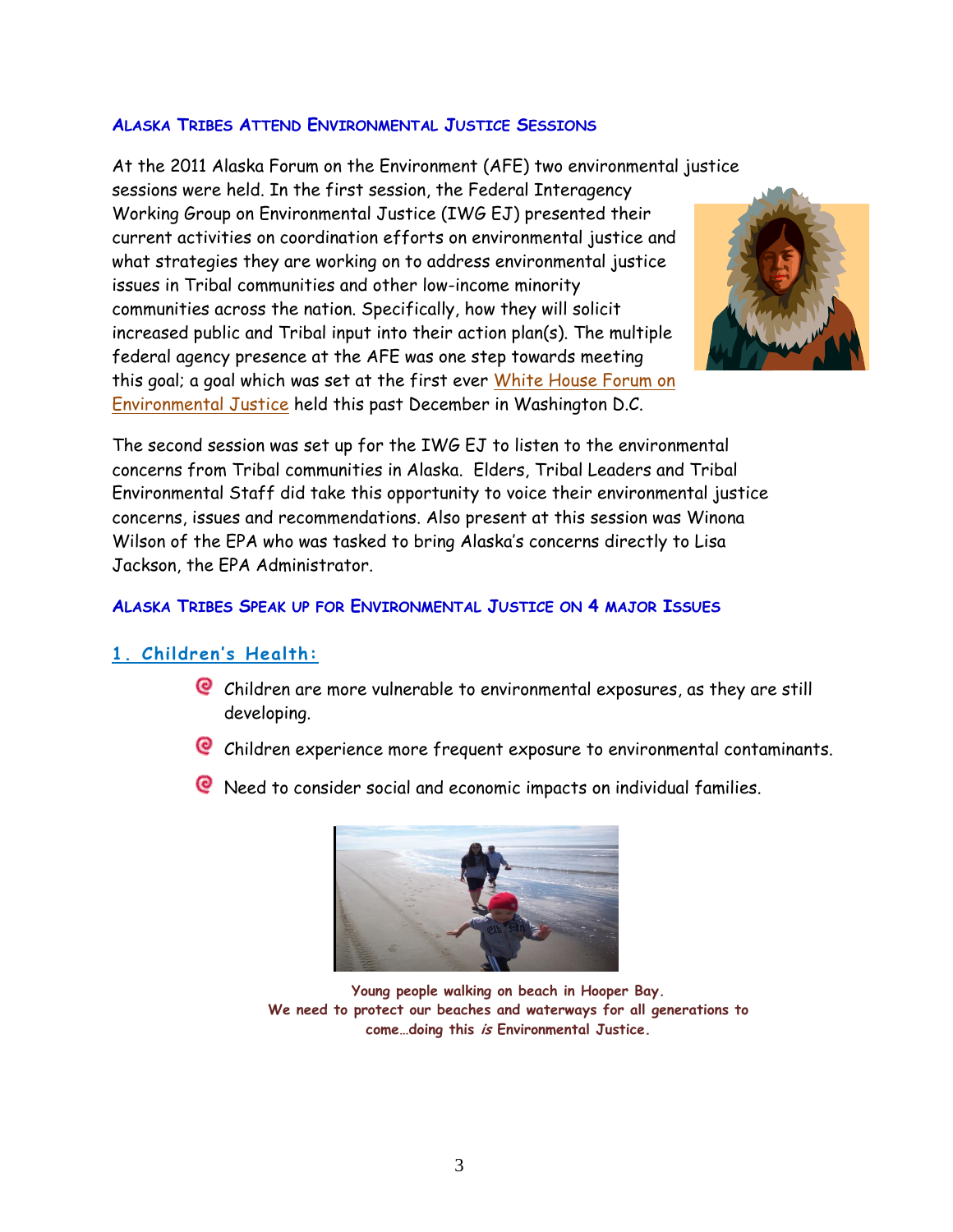## Alaska Tribes Attend Environmental Justice Sessions

At the 2011 Alaska Forum on the Environment (AFE) two environmental justice sessions were held. In the first session, the Federal Interagency Working Group on Environmental Justice (IWG EJ) presented their current activities on coordination efforts on environmental justice and what strategies they are working on to address environmental justice issues in Tribal communities and other low-income minority communities across the nation. Specifically, how they will solicit increased public and Tribal input into their action plan(s). The multiple federal agency presence at the AFE was one step towards meeting this goal; a goal which was set at the first ever White House Forum on Environmental Justice held this past December in Washington D.C.

The second session was set up for the IWG EJ to listen to the environmental concerns from Tribal communities in Alaska. Elders, Tribal Leaders and Tribal Environmental Staff did take this opportunity to voice their environmental justice concerns, issues and recommendations. Also present at this session was Winona Wilson of the EPA who was tasked to bring Alaska's concerns directly to Lisa Jackson, the EPA Administrator.

## Alaska Tribes Speak up for Environmental Justice on 4 major Issues

### 1. Children's Health:

- Children are more vulnerable to environmental exposures, as they are still developing.
- Children experience more frequent exposure to environmental contaminants.
- Need to consider social and economic impacts on individual families.

**Young people walking on beach in Hooper Bay.**
**We need to protect our beaches and waterways for all generations to come…doing this *is* Environmental Justice.**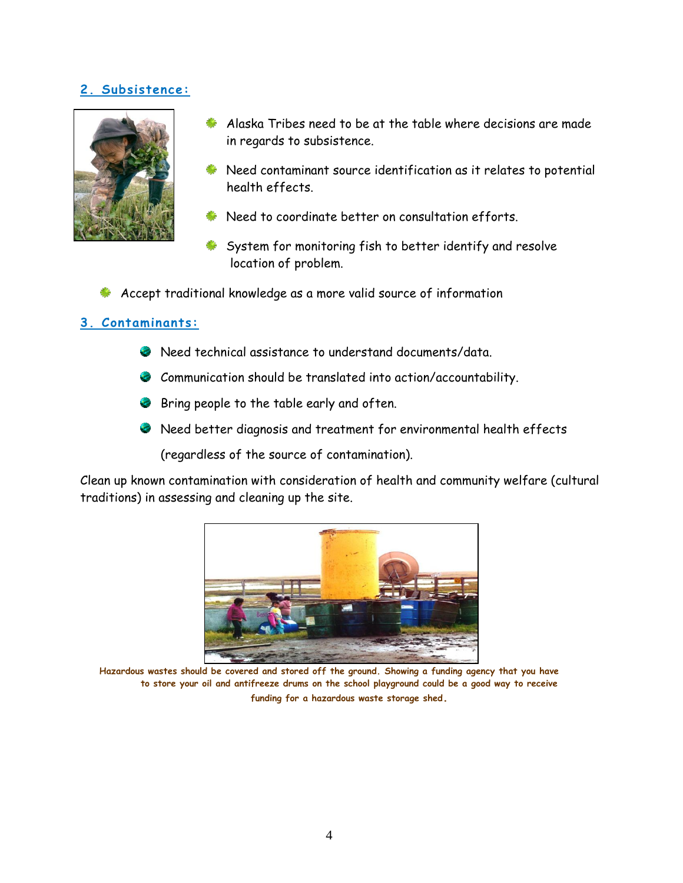## 2. Subsistence:

- Alaska Tribes need to be at the table where decisions are made in regards to subsistence.
- Need contaminant source identification as it relates to potential health effects.
- Need to coordinate better on consultation efforts.
- System for monitoring fish to better identify and resolve location of problem.
- Accept traditional knowledge as a more valid source of information

## 3. Contaminants:

- Need technical assistance to understand documents/data.
- Communication should be translated into action/accountability.
- Bring people to the table early and often.
- Need better diagnosis and treatment for environmental health effects (regardless of the source of contamination).

Clean up known contamination with consideration of health and community welfare (cultural traditions) in assessing and cleaning up the site.

**Hazardous wastes should be covered and stored off the ground. Showing a funding agency that you have to store your oil and antifreeze drums on the school playground could be a good way to receive funding for a hazardous waste storage shed.**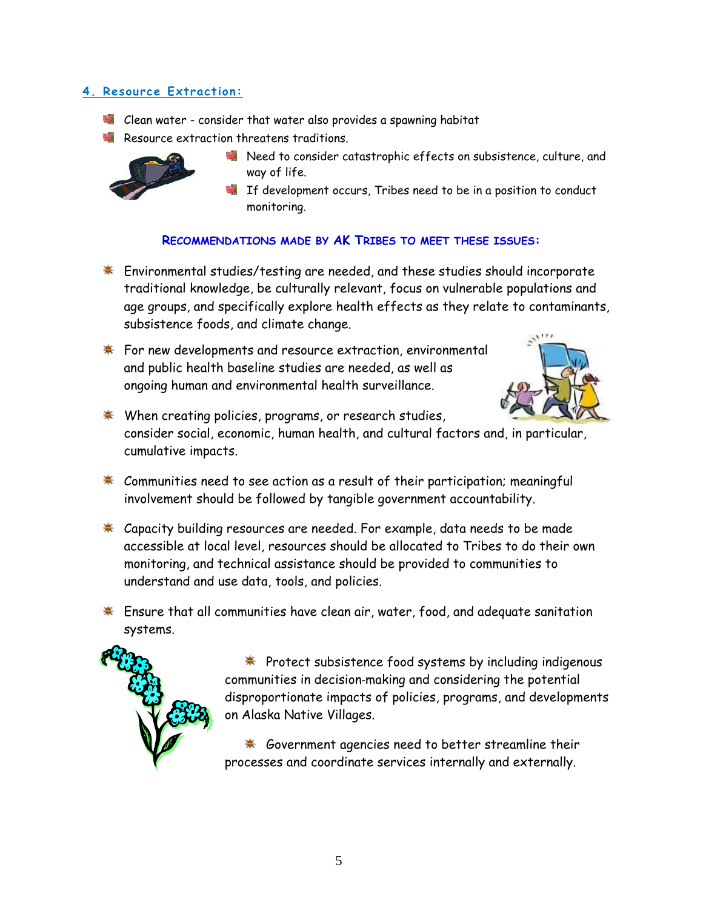## 4. Resource Extraction:

- Clean water - consider that water also provides a spawning habitat
- Resource extraction threatens traditions.
  - Need to consider catastrophic effects on subsistence, culture, and way of life.
  - If development occurs, Tribes need to be in a position to conduct monitoring.

### Recommendations made by AK Tribes to meet these issues:

- Environmental studies/testing are needed, and these studies should incorporate traditional knowledge, be culturally relevant, focus on vulnerable populations and age groups, and specifically explore health effects as they relate to contaminants, subsistence foods, and climate change.
- For new developments and resource extraction, environmental and public health baseline studies are needed, as well as ongoing human and environmental health surveillance.
- When creating policies, programs, or research studies, consider social, economic, human health, and cultural factors and, in particular, cumulative impacts.
- Communities need to see action as a result of their participation; meaningful involvement should be followed by tangible government accountability.
- Capacity building resources are needed. For example, data needs to be made accessible at local level, resources should be allocated to Tribes to do their own monitoring, and technical assistance should be provided to communities to understand and use data, tools, and policies.
- Ensure that all communities have clean air, water, food, and adequate sanitation systems.
- Protect subsistence food systems by including indigenous communities in decision-making and considering the potential disproportionate impacts of policies, programs, and developments on Alaska Native Villages.
- Government agencies need to better streamline their processes and coordinate services internally and externally.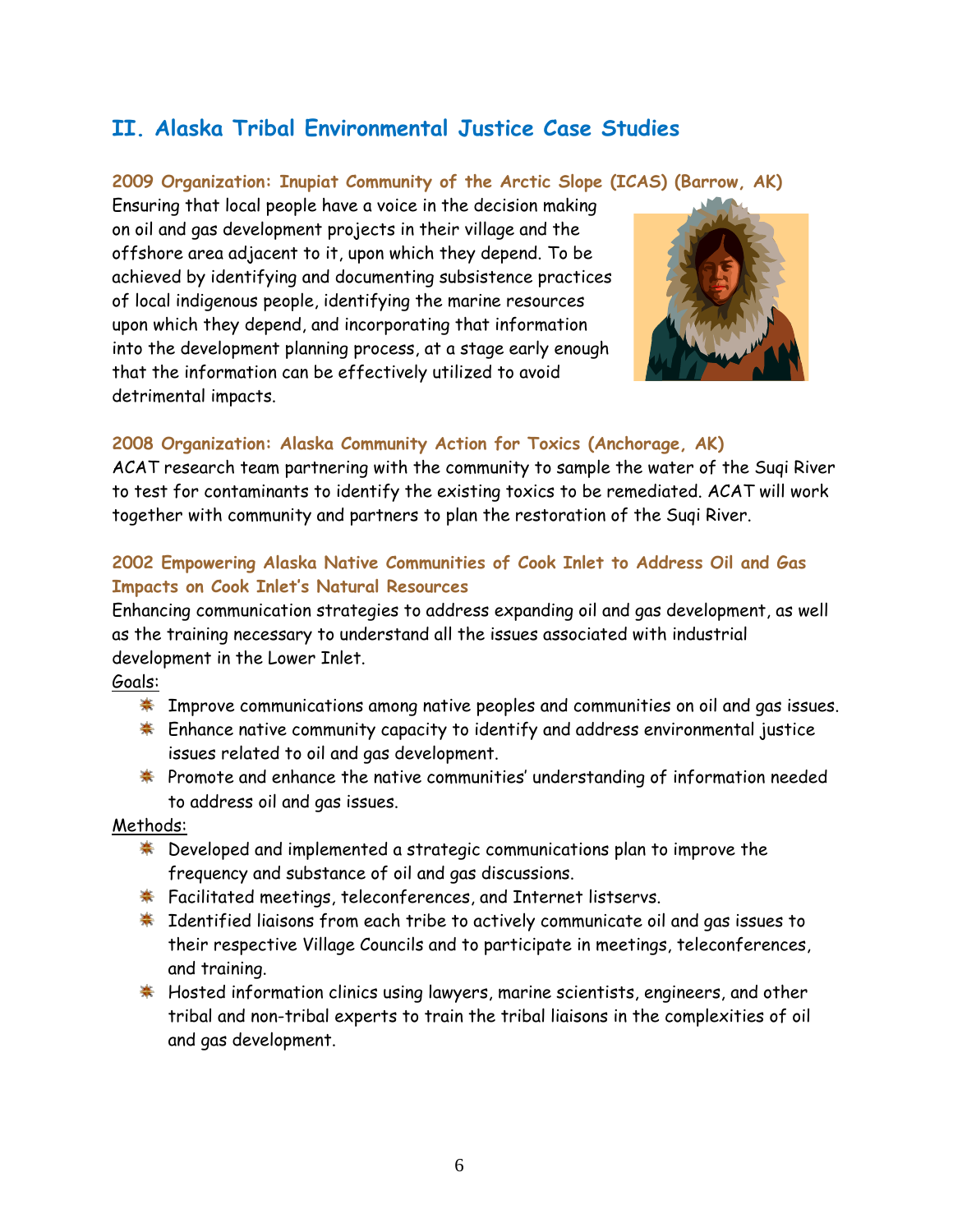## II. Alaska Tribal Environmental Justice Case Studies

### 2009 Organization: Inupiat Community of the Arctic Slope (ICAS) (Barrow, AK)

Ensuring that local people have a voice in the decision making on oil and gas development projects in their village and the offshore area adjacent to it, upon which they depend. To be achieved by identifying and documenting subsistence practices of local indigenous people, identifying the marine resources upon which they depend, and incorporating that information into the development planning process, at a stage early enough that the information can be effectively utilized to avoid detrimental impacts.

### 2008 Organization: Alaska Community Action for Toxics (Anchorage, AK)

ACAT research team partnering with the community to sample the water of the Suqi River to test for contaminants to identify the existing toxics to be remediated. ACAT will work together with community and partners to plan the restoration of the Suqi River.

### 2002 Empowering Alaska Native Communities of Cook Inlet to Address Oil and Gas Impacts on Cook Inlet's Natural Resources

Enhancing communication strategies to address expanding oil and gas development, as well as the training necessary to understand all the issues associated with industrial development in the Lower Inlet.

Goals:

- Improve communications among native peoples and communities on oil and gas issues.
- Enhance native community capacity to identify and address environmental justice issues related to oil and gas development.
- Promote and enhance the native communities' understanding of information needed to address oil and gas issues.

Methods:

- Developed and implemented a strategic communications plan to improve the frequency and substance of oil and gas discussions.
- Facilitated meetings, teleconferences, and Internet listservs.
- Identified liaisons from each tribe to actively communicate oil and gas issues to their respective Village Councils and to participate in meetings, teleconferences, and training.
- Hosted information clinics using lawyers, marine scientists, engineers, and other tribal and non-tribal experts to train the tribal liaisons in the complexities of oil and gas development.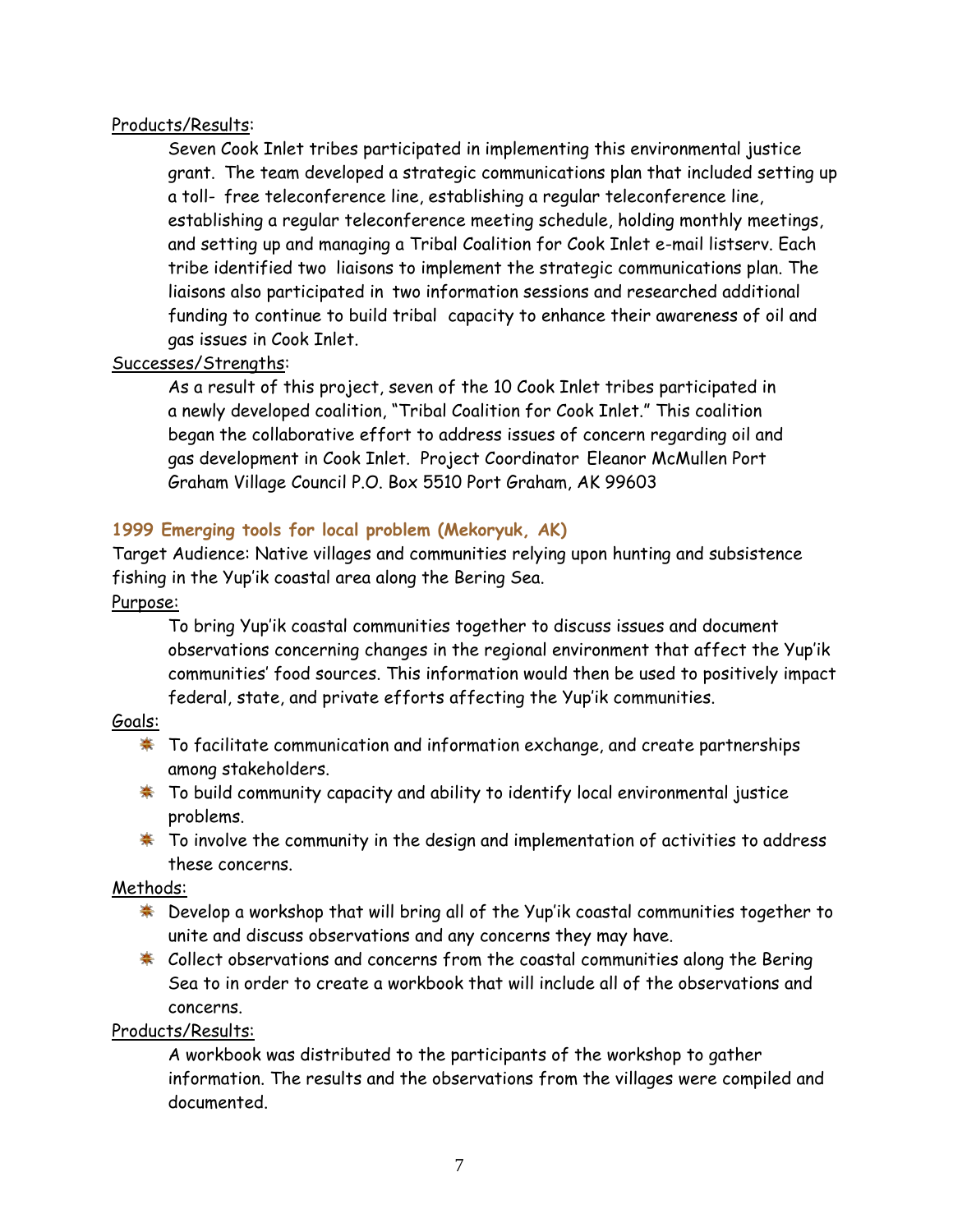Products/Results:

Seven Cook Inlet tribes participated in implementing this environmental justice grant. The team developed a strategic communications plan that included setting up a toll- free teleconference line, establishing a regular teleconference line, establishing a regular teleconference meeting schedule, holding monthly meetings, and setting up and managing a Tribal Coalition for Cook Inlet e-mail listserv. Each tribe identified two liaisons to implement the strategic communications plan. The liaisons also participated in two information sessions and researched additional funding to continue to build tribal capacity to enhance their awareness of oil and gas issues in Cook Inlet.

Successes/Strengths:

As a result of this project, seven of the 10 Cook Inlet tribes participated in a newly developed coalition, "Tribal Coalition for Cook Inlet." This coalition began the collaborative effort to address issues of concern regarding oil and gas development in Cook Inlet. Project Coordinator Eleanor McMullen Port Graham Village Council P.O. Box 5510 Port Graham, AK 99603

### 1999 Emerging tools for local problem (Mekoryuk, AK)

Target Audience: Native villages and communities relying upon hunting and subsistence fishing in the Yup'ik coastal area along the Bering Sea.

Purpose:

To bring Yup'ik coastal communities together to discuss issues and document observations concerning changes in the regional environment that affect the Yup'ik communities' food sources. This information would then be used to positively impact federal, state, and private efforts affecting the Yup'ik communities.

Goals:

- To facilitate communication and information exchange, and create partnerships among stakeholders.
- To build community capacity and ability to identify local environmental justice problems.
- To involve the community in the design and implementation of activities to address these concerns.

Methods:

- Develop a workshop that will bring all of the Yup'ik coastal communities together to unite and discuss observations and any concerns they may have.
- Collect observations and concerns from the coastal communities along the Bering Sea to in order to create a workbook that will include all of the observations and concerns.

Products/Results:

A workbook was distributed to the participants of the workshop to gather information. The results and the observations from the villages were compiled and documented.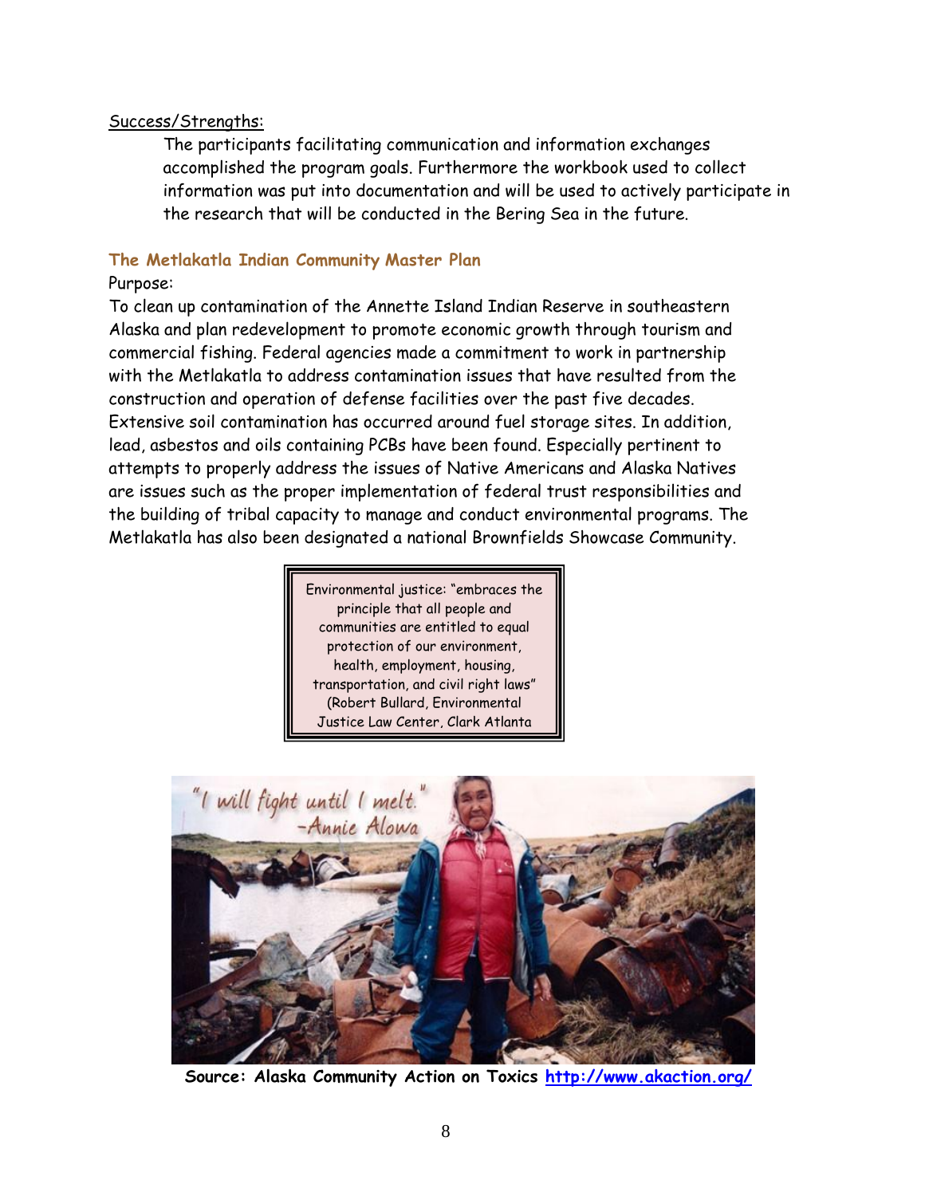Success/Strengths:

The participants facilitating communication and information exchanges accomplished the program goals. Furthermore the workbook used to collect information was put into documentation and will be used to actively participate in the research that will be conducted in the Bering Sea in the future.

### The Metlakatla Indian Community Master Plan

Purpose:

To clean up contamination of the Annette Island Indian Reserve in southeastern Alaska and plan redevelopment to promote economic growth through tourism and commercial fishing. Federal agencies made a commitment to work in partnership with the Metlakatla to address contamination issues that have resulted from the construction and operation of defense facilities over the past five decades. Extensive soil contamination has occurred around fuel storage sites. In addition, lead, asbestos and oils containing PCBs have been found. Especially pertinent to attempts to properly address the issues of Native Americans and Alaska Natives are issues such as the proper implementation of federal trust responsibilities and the building of tribal capacity to manage and conduct environmental programs. The Metlakatla has also been designated a national Brownfields Showcase Community.

> Environmental justice: "embraces the principle that all people and communities are entitled to equal protection of our environment, health, employment, housing, transportation, and civil right laws" (Robert Bullard, Environmental Justice Law Center, Clark Atlanta

"I will fight until I melt." -Annie Alowa

**Source: Alaska Community Action on Toxics [http://www.akaction.org/](http://www.akaction.org/)**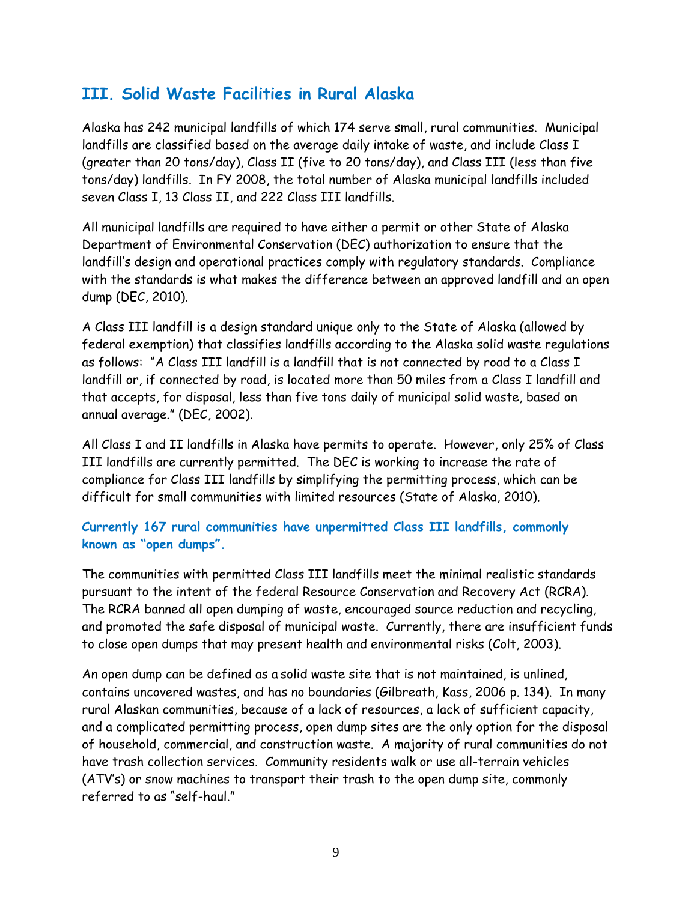## III. Solid Waste Facilities in Rural Alaska

Alaska has 242 municipal landfills of which 174 serve small, rural communities. Municipal landfills are classified based on the average daily intake of waste, and include Class I (greater than 20 tons/day), Class II (five to 20 tons/day), and Class III (less than five tons/day) landfills. In FY 2008, the total number of Alaska municipal landfills included seven Class I, 13 Class II, and 222 Class III landfills.

All municipal landfills are required to have either a permit or other State of Alaska Department of Environmental Conservation (DEC) authorization to ensure that the landfill's design and operational practices comply with regulatory standards. Compliance with the standards is what makes the difference between an approved landfill and an open dump (DEC, 2010).

A Class III landfill is a design standard unique only to the State of Alaska (allowed by federal exemption) that classifies landfills according to the Alaska solid waste regulations as follows: "A Class III landfill is a landfill that is not connected by road to a Class I landfill or, if connected by road, is located more than 50 miles from a Class I landfill and that accepts, for disposal, less than five tons daily of municipal solid waste, based on annual average." (DEC, 2002).

All Class I and II landfills in Alaska have permits to operate. However, only 25% of Class III landfills are currently permitted. The DEC is working to increase the rate of compliance for Class III landfills by simplifying the permitting process, which can be difficult for small communities with limited resources (State of Alaska, 2010).

**Currently 167 rural communities have unpermitted Class III landfills, commonly known as "open dumps".**

The communities with permitted Class III landfills meet the minimal realistic standards pursuant to the intent of the federal Resource Conservation and Recovery Act (RCRA). The RCRA banned all open dumping of waste, encouraged source reduction and recycling, and promoted the safe disposal of municipal waste. Currently, there are insufficient funds to close open dumps that may present health and environmental risks (Colt, 2003).

An open dump can be defined as a solid waste site that is not maintained, is unlined, contains uncovered wastes, and has no boundaries (Gilbreath, Kass, 2006 p. 134). In many rural Alaskan communities, because of a lack of resources, a lack of sufficient capacity, and a complicated permitting process, open dump sites are the only option for the disposal of household, commercial, and construction waste. A majority of rural communities do not have trash collection services. Community residents walk or use all-terrain vehicles (ATV's) or snow machines to transport their trash to the open dump site, commonly referred to as "self-haul."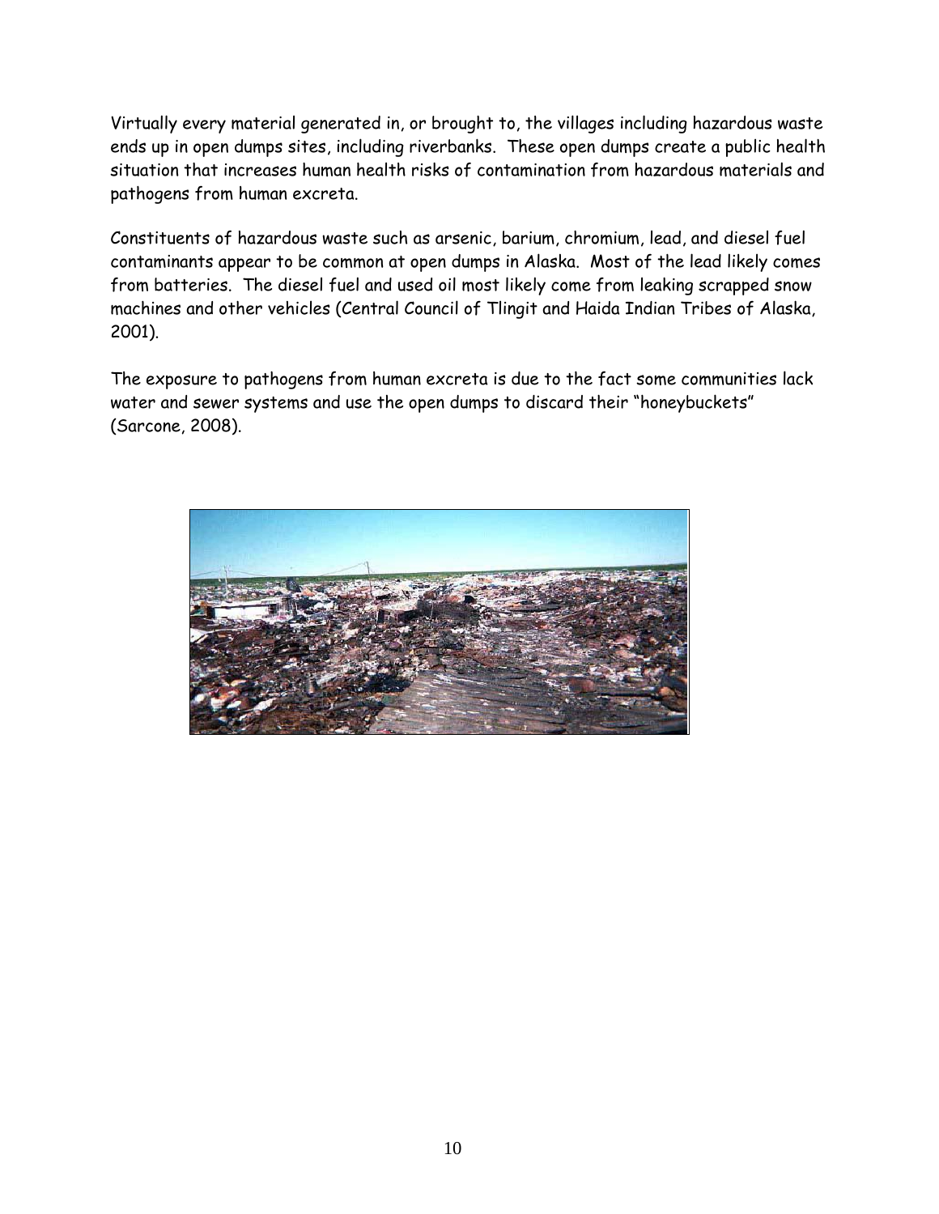Virtually every material generated in, or brought to, the villages including hazardous waste ends up in open dumps sites, including riverbanks. These open dumps create a public health situation that increases human health risks of contamination from hazardous materials and pathogens from human excreta.

Constituents of hazardous waste such as arsenic, barium, chromium, lead, and diesel fuel contaminants appear to be common at open dumps in Alaska. Most of the lead likely comes from batteries. The diesel fuel and used oil most likely come from leaking scrapped snow machines and other vehicles (Central Council of Tlingit and Haida Indian Tribes of Alaska, 2001).

The exposure to pathogens from human excreta is due to the fact some communities lack water and sewer systems and use the open dumps to discard their "honeybuckets" (Sarcone, 2008).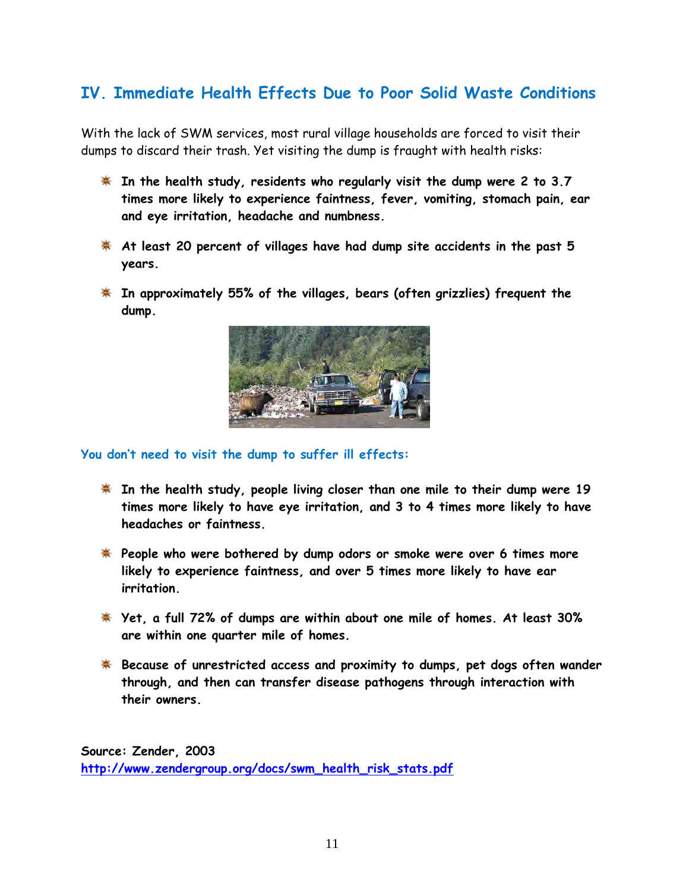## IV. Immediate Health Effects Due to Poor Solid Waste Conditions

With the lack of SWM services, most rural village households are forced to visit their dumps to discard their trash. Yet visiting the dump is fraught with health risks:

- **In the health study, residents who regularly visit the dump were 2 to 3.7 times more likely to experience faintness, fever, vomiting, stomach pain, ear and eye irritation, headache and numbness.**
- **At least 20 percent of villages have had dump site accidents in the past 5 years.**
- **In approximately 55% of the villages, bears (often grizzlies) frequent the dump.**

**You don't need to visit the dump to suffer ill effects:**

- **In the health study, people living closer than one mile to their dump were 19 times more likely to have eye irritation, and 3 to 4 times more likely to have headaches or faintness.**
- **People who were bothered by dump odors or smoke were over 6 times more likely to experience faintness, and over 5 times more likely to have ear irritation.**
- **Yet, a full 72% of dumps are within about one mile of homes. At least 30% are within one quarter mile of homes.**
- **Because of unrestricted access and proximity to dumps, pet dogs often wander through, and then can transfer disease pathogens through interaction with their owners.**

**Source: Zender, 2003**
http://www.zendergroup.org/docs/swm_health_risk_stats.pdf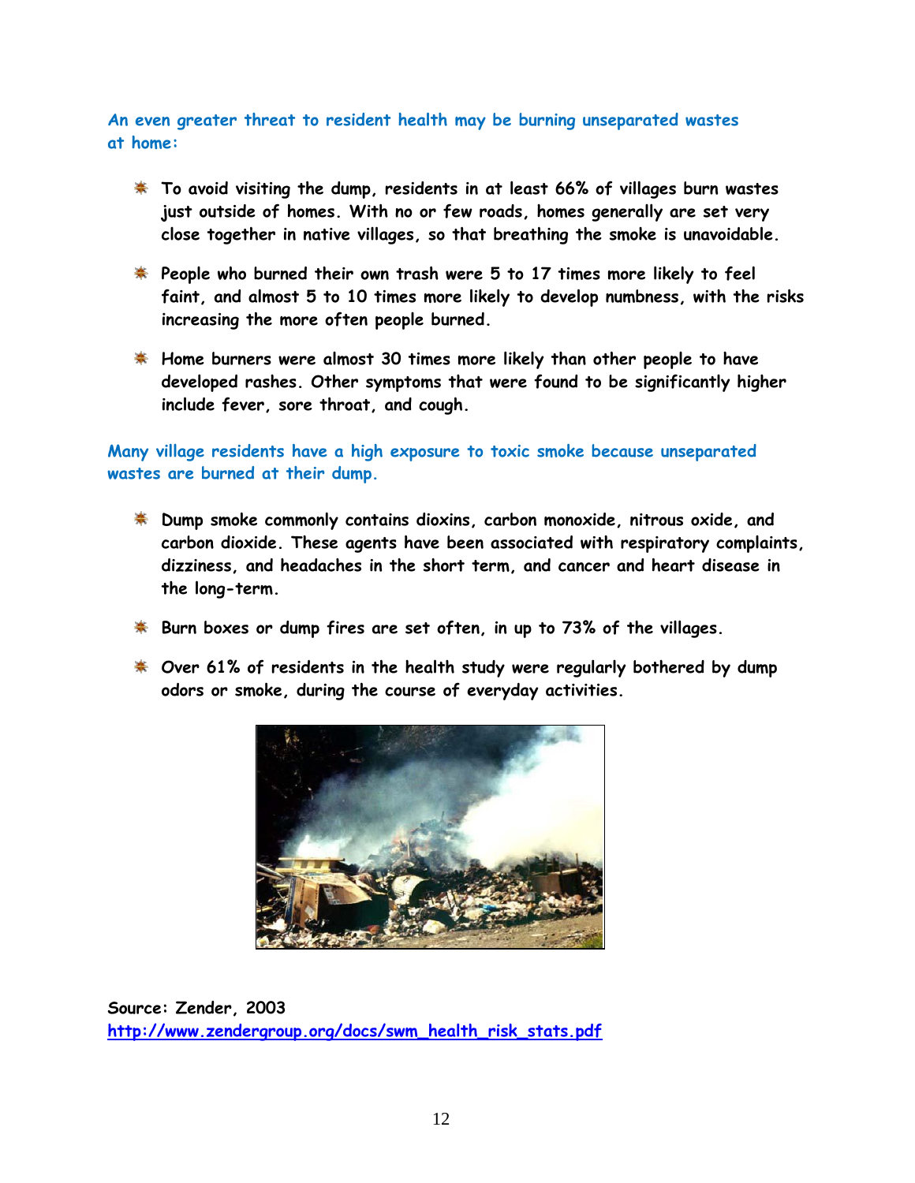**An even greater threat to resident health may be burning unseparated wastes at home:**

- To avoid visiting the dump, residents in at least 66% of villages burn wastes just outside of homes. With no or few roads, homes generally are set very close together in native villages, so that breathing the smoke is unavoidable.
- People who burned their own trash were 5 to 17 times more likely to feel faint, and almost 5 to 10 times more likely to develop numbness, with the risks increasing the more often people burned.
- Home burners were almost 30 times more likely than other people to have developed rashes. Other symptoms that were found to be significantly higher include fever, sore throat, and cough.

**Many village residents have a high exposure to toxic smoke because unseparated wastes are burned at their dump.**

- Dump smoke commonly contains dioxins, carbon monoxide, nitrous oxide, and carbon dioxide. These agents have been associated with respiratory complaints, dizziness, and headaches in the short term, and cancer and heart disease in the long-term.
- Burn boxes or dump fires are set often, in up to 73% of the villages.
- Over 61% of residents in the health study were regularly bothered by dump odors or smoke, during the course of everyday activities.

Source: Zender, 2003
http://www.zendergroup.org/docs/swm_health_risk_stats.pdf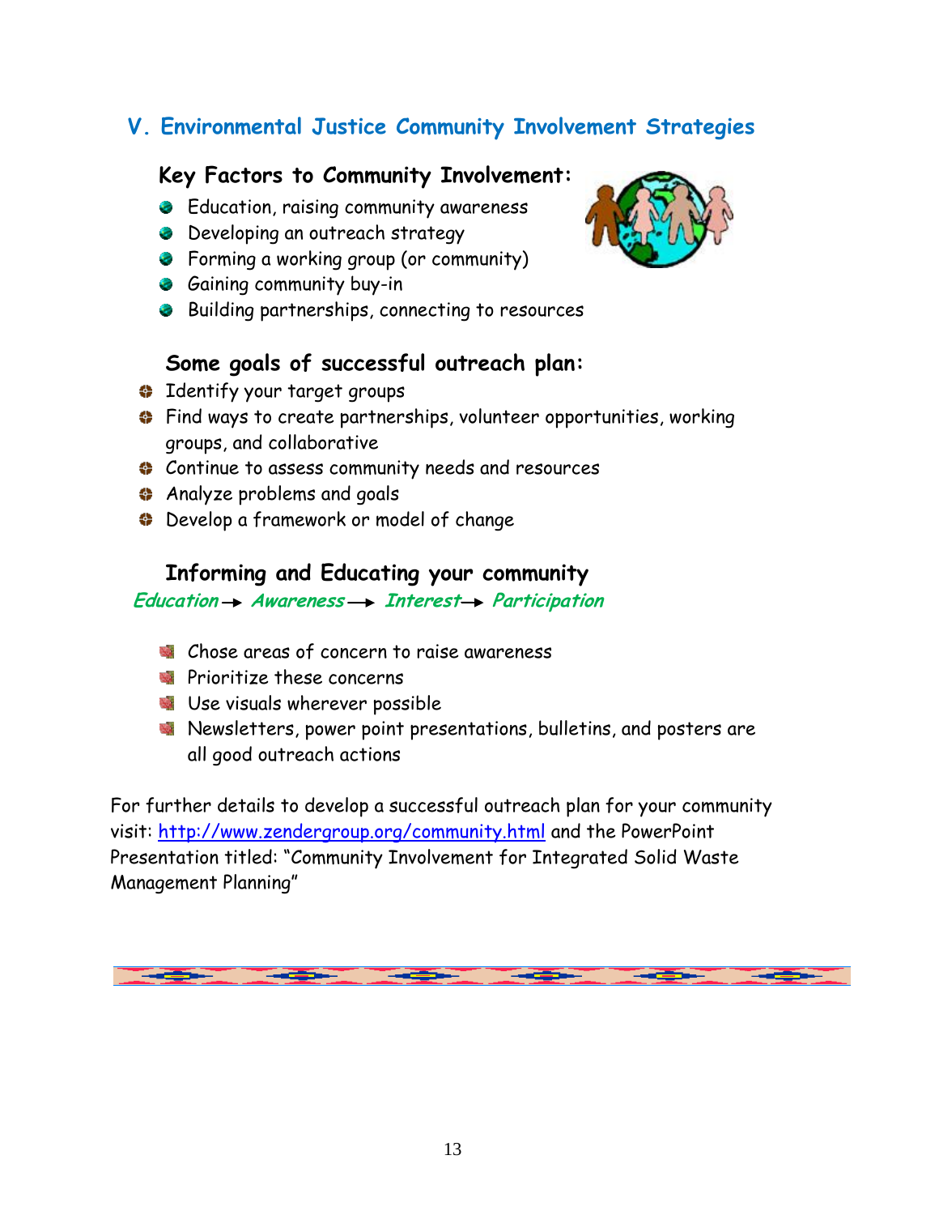## V. Environmental Justice Community Involvement Strategies

### Key Factors to Community Involvement:

- Education, raising community awareness
- Developing an outreach strategy
- Forming a working group (or community)
- Gaining community buy-in
- Building partnerships, connecting to resources

### Some goals of successful outreach plan:

- Identify your target groups
- Find ways to create partnerships, volunteer opportunities, working groups, and collaborative
- Continue to assess community needs and resources
- Analyze problems and goals
- Develop a framework or model of change

### Informing and Educating your community

***Education → Awareness → Interest → Participation***

- Chose areas of concern to raise awareness
- Prioritize these concerns
- Use visuals wherever possible
- Newsletters, power point presentations, bulletins, and posters are all good outreach actions

For further details to develop a successful outreach plan for your community visit: http://www.zendergroup.org/community.html and the PowerPoint Presentation titled: "Community Involvement for Integrated Solid Waste Management Planning"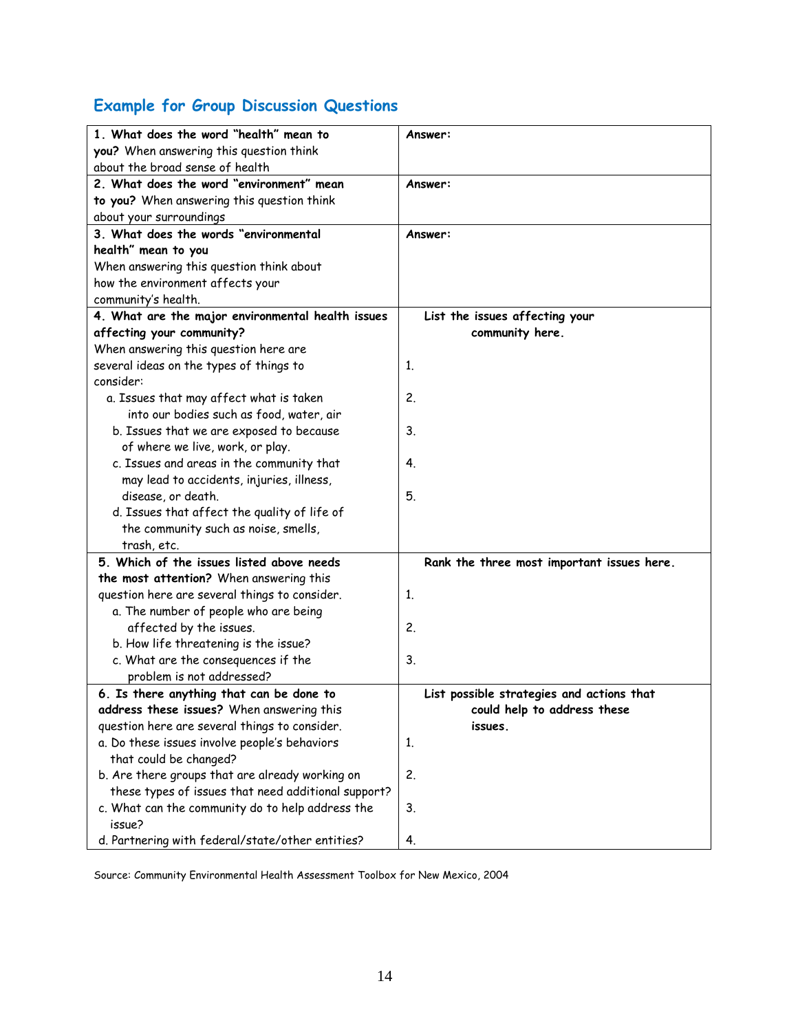## Example for Group Discussion Questions

| | |
|---|---|
| **1. What does the word "health" mean to you?** When answering this question think about the broad sense of health | **Answer:** |
| **2. What does the word "environment" mean to you?** When answering this question think about your surroundings | **Answer:** |
| **3. What does the words "environmental health" mean to you** When answering this question think about how the environment affects your community's health. | **Answer:** |
| **4. What are the major environmental health issues affecting your community?** When answering this question here are several ideas on the types of things to consider:<br>a. Issues that may affect what is taken into our bodies such as food, water, air<br>b. Issues that we are exposed to because of where we live, work, or play.<br>c. Issues and areas in the community that may lead to accidents, injuries, illness, disease, or death.<br>d. Issues that affect the quality of life of the community such as noise, smells, trash, etc. | **List the issues affecting your community here.**<br>1.<br>2.<br>3.<br>4.<br>5. |
| **5. Which of the issues listed above needs the most attention?** When answering this question here are several things to consider.<br>a. The number of people who are being affected by the issues.<br>b. How life threatening is the issue?<br>c. What are the consequences if the problem is not addressed? | **Rank the three most important issues here.**<br>1.<br>2.<br>3. |
| **6. Is there anything that can be done to address these issues?** When answering this question here are several things to consider.<br>a. Do these issues involve people's behaviors that could be changed?<br>b. Are there groups that are already working on these types of issues that need additional support?<br>c. What can the community do to help address the issue?<br>d. Partnering with federal/state/other entities? | **List possible strategies and actions that could help to address these issues.**<br>1.<br>2.<br>3.<br>4. |

Source: Community Environmental Health Assessment Toolbox for New Mexico, 2004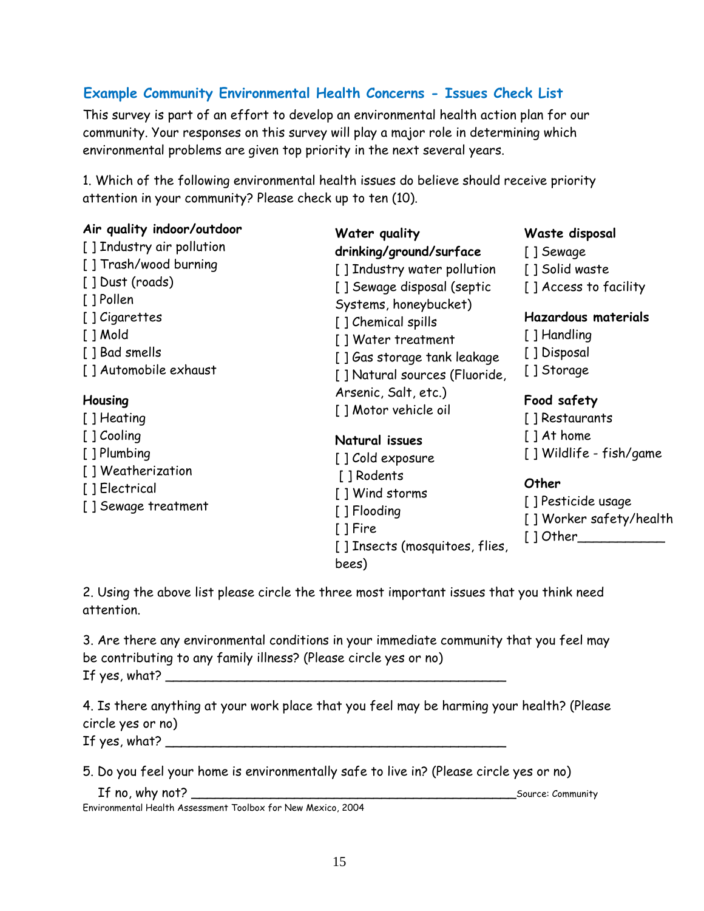## Example Community Environmental Health Concerns - Issues Check List

This survey is part of an effort to develop an environmental health action plan for our community. Your responses on this survey will play a major role in determining which environmental problems are given top priority in the next several years.

1. Which of the following environmental health issues do believe should receive priority attention in your community? Please check up to ten (10).

**Air quality indoor/outdoor**

[ ] Industry air pollution
[ ] Trash/wood burning
[ ] Dust (roads)
[ ] Pollen
[ ] Cigarettes
[ ] Mold
[ ] Bad smells
[ ] Automobile exhaust

**Housing**

[ ] Heating
[ ] Cooling
[ ] Plumbing
[ ] Weatherization
[ ] Electrical
[ ] Sewage treatment

**Water quality drinking/ground/surface**

[ ] Industry water pollution
[ ] Sewage disposal (septic Systems, honeybucket)
[ ] Chemical spills
[ ] Water treatment
[ ] Gas storage tank leakage
[ ] Natural sources (Fluoride, Arsenic, Salt, etc.)
[ ] Motor vehicle oil

**Natural issues**

[ ] Cold exposure
[ ] Rodents
[ ] Wind storms
[ ] Flooding
[ ] Fire
[ ] Insects (mosquitoes, flies, bees)

**Waste disposal**

[ ] Sewage
[ ] Solid waste
[ ] Access to facility

**Hazardous materials**

[ ] Handling
[ ] Disposal
[ ] Storage

**Food safety**

[ ] Restaurants
[ ] At home
[ ] Wildlife - fish/game

**Other**

[ ] Pesticide usage
[ ] Worker safety/health
[ ] Other___________

2. Using the above list please circle the three most important issues that you think need attention.

3. Are there any environmental conditions in your immediate community that you feel may be contributing to any family illness? (Please circle yes or no)
If yes, what? ________________________________________________

4. Is there anything at your work place that you feel may be harming your health? (Please circle yes or no)
If yes, what? ________________________________________________

5. Do you feel your home is environmentally safe to live in? (Please circle yes or no)
If no, why not? ______________________________________________

Source: Community Environmental Health Assessment Toolbox for New Mexico, 2004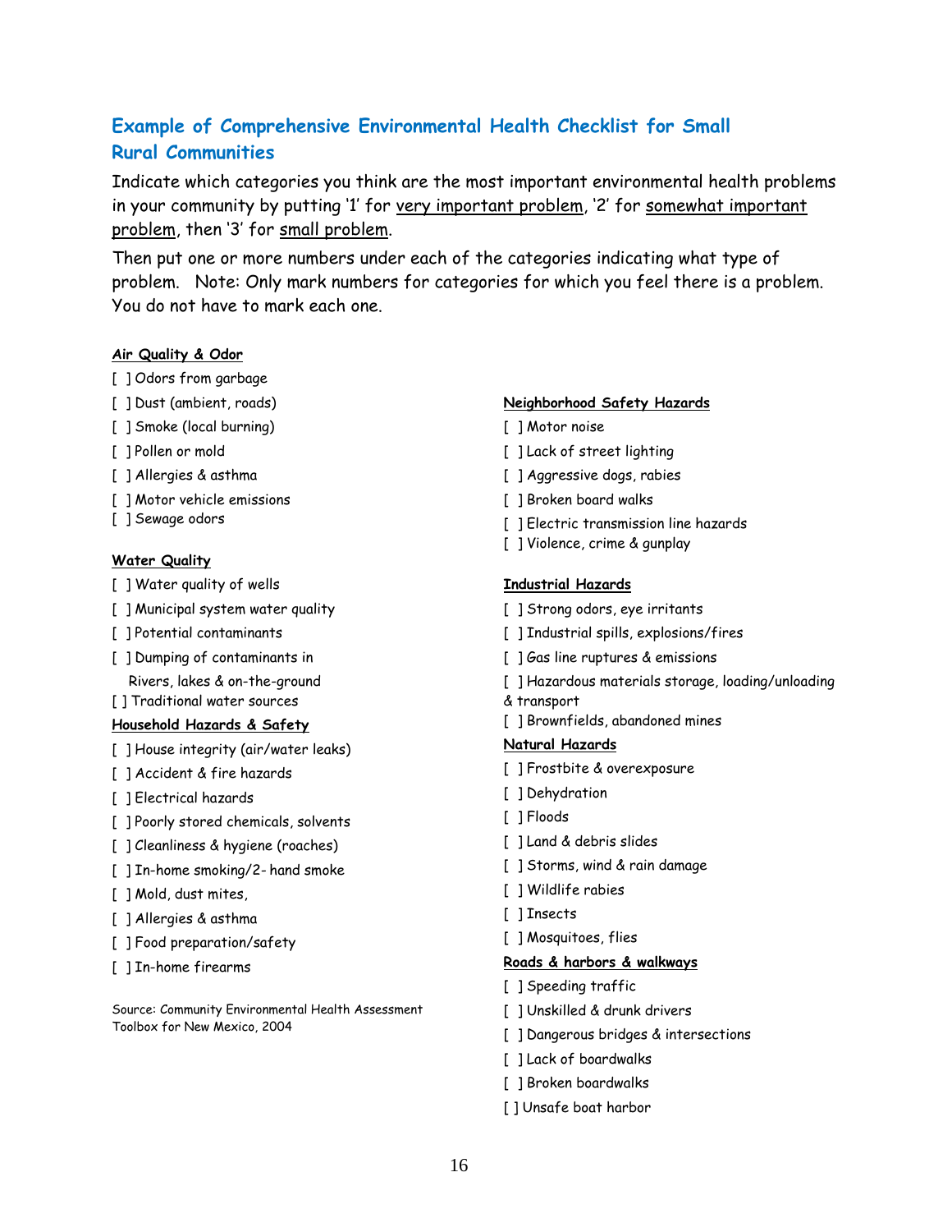## Example of Comprehensive Environmental Health Checklist for Small Rural Communities

Indicate which categories you think are the most important environmental health problems in your community by putting '1' for very important problem, '2' for somewhat important problem, then '3' for small problem.

Then put one or more numbers under each of the categories indicating what type of problem. Note: Only mark numbers for categories for which you feel there is a problem. You do not have to mark each one.

**Air Quality & Odor**

[ ] Odors from garbage
[ ] Dust (ambient, roads)
[ ] Smoke (local burning)
[ ] Pollen or mold
[ ] Allergies & asthma
[ ] Motor vehicle emissions
[ ] Sewage odors

**Water Quality**

[ ] Water quality of wells
[ ] Municipal system water quality
[ ] Potential contaminants
[ ] Dumping of contaminants in Rivers, lakes & on-the-ground
[ ] Traditional water sources

**Household Hazards & Safety**

[ ] House integrity (air/water leaks)
[ ] Accident & fire hazards
[ ] Electrical hazards
[ ] Poorly stored chemicals, solvents
[ ] Cleanliness & hygiene (roaches)
[ ] In-home smoking/2- hand smoke
[ ] Mold, dust mites,
[ ] Allergies & asthma
[ ] Food preparation/safety
[ ] In-home firearms

Source: Community Environmental Health Assessment Toolbox for New Mexico, 2004

**Neighborhood Safety Hazards**

[ ] Motor noise
[ ] Lack of street lighting
[ ] Aggressive dogs, rabies
[ ] Broken board walks
[ ] Electric transmission line hazards
[ ] Violence, crime & gunplay

**Industrial Hazards**

[ ] Strong odors, eye irritants
[ ] Industrial spills, explosions/fires
[ ] Gas line ruptures & emissions
[ ] Hazardous materials storage, loading/unloading & transport
[ ] Brownfields, abandoned mines

**Natural Hazards**

[ ] Frostbite & overexposure
[ ] Dehydration
[ ] Floods
[ ] Land & debris slides
[ ] Storms, wind & rain damage
[ ] Wildlife rabies
[ ] Insects
[ ] Mosquitoes, flies

**Roads & harbors & walkways**

[ ] Speeding traffic
[ ] Unskilled & drunk drivers
[ ] Dangerous bridges & intersections
[ ] Lack of boardwalks
[ ] Broken boardwalks
[ ] Unsafe boat harbor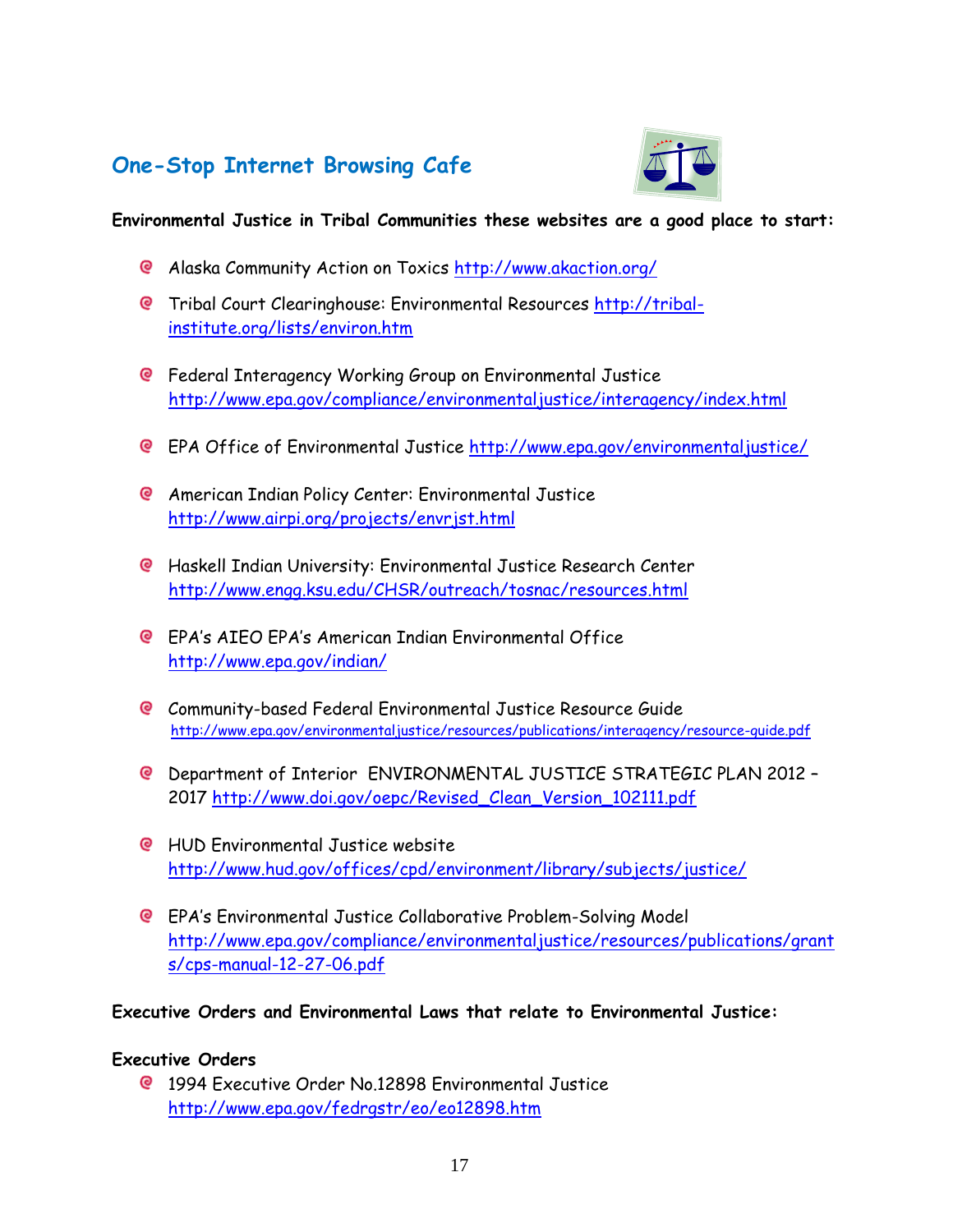## One-Stop Internet Browsing Cafe

**Environmental Justice in Tribal Communities these websites are a good place to start:**

- Alaska Community Action on Toxics http://www.akaction.org/
- Tribal Court Clearinghouse: Environmental Resources http://tribal-institute.org/lists/environ.htm
- Federal Interagency Working Group on Environmental Justice http://www.epa.gov/compliance/environmentaljustice/interagency/index.html
- EPA Office of Environmental Justice http://www.epa.gov/environmentaljustice/
- American Indian Policy Center: Environmental Justice http://www.airpi.org/projects/envrjst.html
- Haskell Indian University: Environmental Justice Research Center http://www.engg.ksu.edu/CHSR/outreach/tosnac/resources.html
- EPA's AIEO EPA's American Indian Environmental Office http://www.epa.gov/indian/
- Community-based Federal Environmental Justice Resource Guide http://www.epa.gov/environmentaljustice/resources/publications/interagency/resource-guide.pdf
- Department of Interior ENVIRONMENTAL JUSTICE STRATEGIC PLAN 2012 – 2017 http://www.doi.gov/oepc/Revised_Clean_Version_102111.pdf
- HUD Environmental Justice website http://www.hud.gov/offices/cpd/environment/library/subjects/justice/
- EPA's Environmental Justice Collaborative Problem-Solving Model http://www.epa.gov/compliance/environmentaljustice/resources/publications/grants/cps-manual-12-27-06.pdf

**Executive Orders and Environmental Laws that relate to Environmental Justice:**

**Executive Orders**

- 1994 Executive Order No.12898 Environmental Justice http://www.epa.gov/fedrgstr/eo/eo12898.htm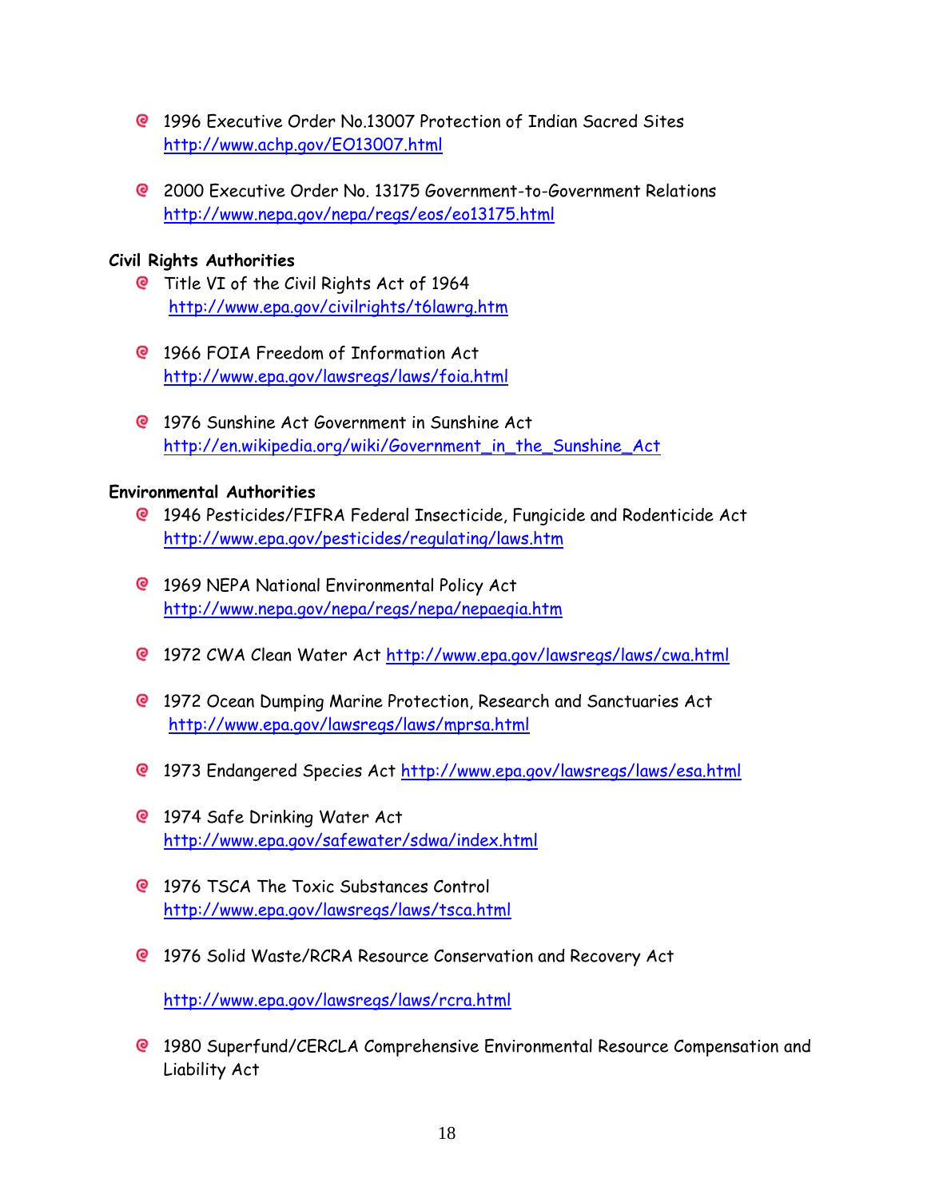- 1996 Executive Order No.13007 Protection of Indian Sacred Sites http://www.achp.gov/EO13007.html

- 2000 Executive Order No. 13175 Government-to-Government Relations http://www.nepa.gov/nepa/regs/eos/eo13175.html

**Civil Rights Authorities**

- Title VI of the Civil Rights Act of 1964 http://www.epa.gov/civilrights/t6lawrg.htm

- 1966 FOIA Freedom of Information Act http://www.epa.gov/lawsregs/laws/foia.html

- 1976 Sunshine Act Government in Sunshine Act http://en.wikipedia.org/wiki/Government_in_the_Sunshine_Act

**Environmental Authorities**

- 1946 Pesticides/FIFRA Federal Insecticide, Fungicide and Rodenticide Act http://www.epa.gov/pesticides/regulating/laws.htm

- 1969 NEPA National Environmental Policy Act http://www.nepa.gov/nepa/regs/nepa/nepaeqia.htm

- 1972 CWA Clean Water Act http://www.epa.gov/lawsregs/laws/cwa.html

- 1972 Ocean Dumping Marine Protection, Research and Sanctuaries Act http://www.epa.gov/lawsregs/laws/mprsa.html

- 1973 Endangered Species Act http://www.epa.gov/lawsregs/laws/esa.html

- 1974 Safe Drinking Water Act http://www.epa.gov/safewater/sdwa/index.html

- 1976 TSCA The Toxic Substances Control http://www.epa.gov/lawsregs/laws/tsca.html

- 1976 Solid Waste/RCRA Resource Conservation and Recovery Act

  http://www.epa.gov/lawsregs/laws/rcra.html

- 1980 Superfund/CERCLA Comprehensive Environmental Resource Compensation and Liability Act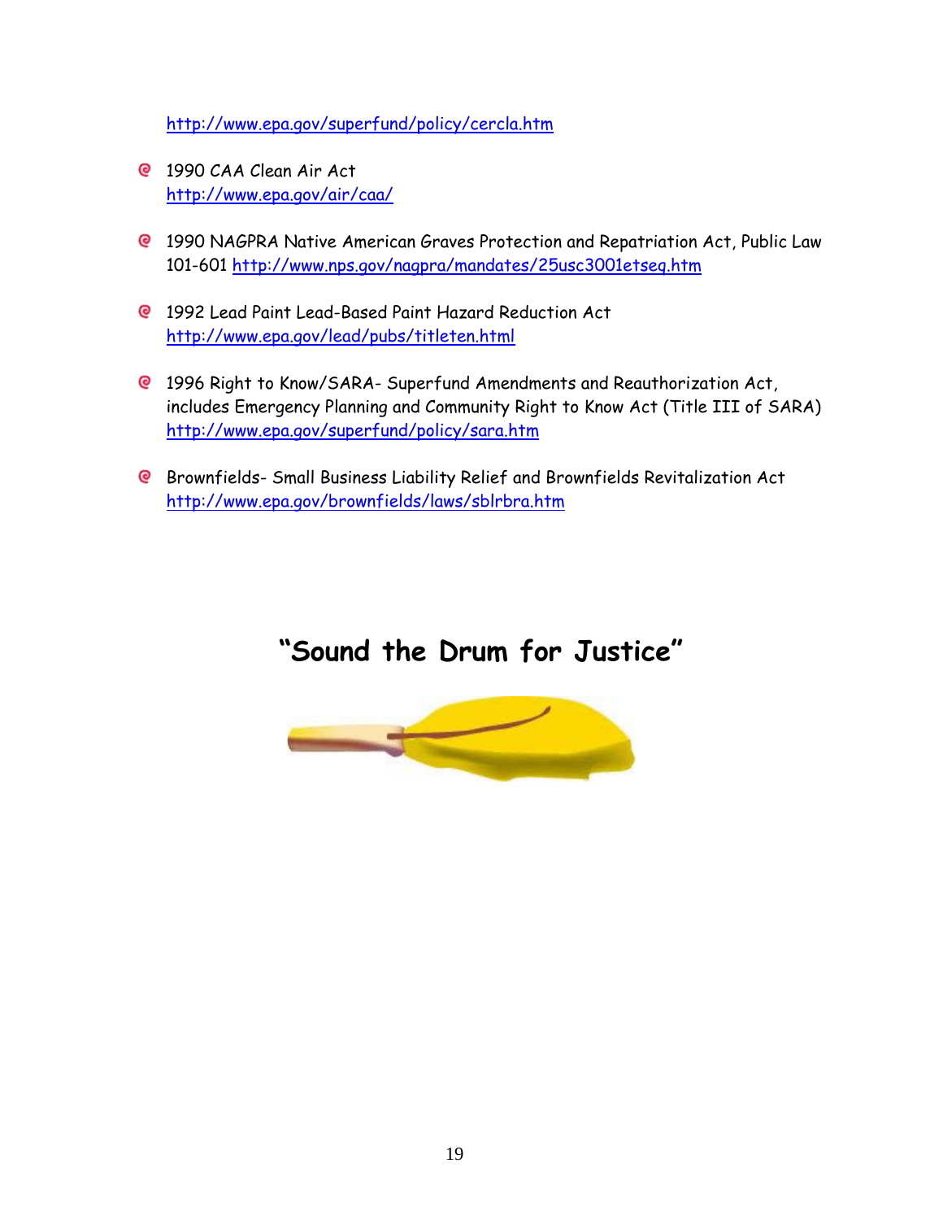http://www.epa.gov/superfund/policy/cercla.htm

- 1990 CAA Clean Air Act
  http://www.epa.gov/air/caa/

- 1990 NAGPRA Native American Graves Protection and Repatriation Act, Public Law 101-601 http://www.nps.gov/nagpra/mandates/25usc3001etseq.htm

- 1992 Lead Paint Lead-Based Paint Hazard Reduction Act
  http://www.epa.gov/lead/pubs/titleten.html

- 1996 Right to Know/SARA- Superfund Amendments and Reauthorization Act, includes Emergency Planning and Community Right to Know Act (Title III of SARA)
  http://www.epa.gov/superfund/policy/sara.htm

- Brownfields- Small Business Liability Relief and Brownfields Revitalization Act
  http://www.epa.gov/brownfields/laws/sblrbra.htm

## "Sound the Drum for Justice"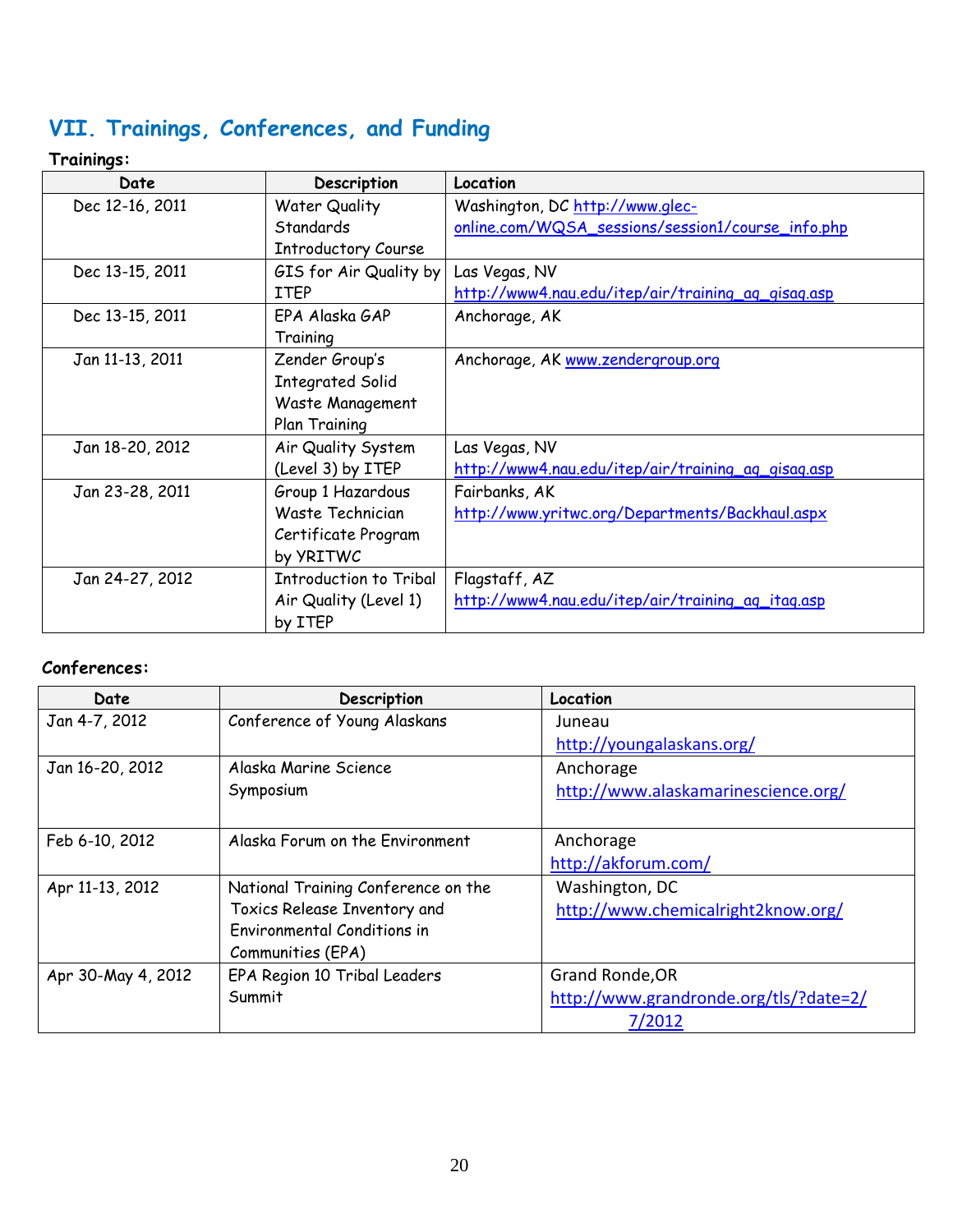## VII. Trainings, Conferences, and Funding

**Trainings:**

| Date | Description | Location |
|---|---|---|
| Dec 12-16, 2011 | Water Quality Standards Introductory Course | Washington, DC http://www.glec-online.com/WQSA_sessions/session1/course_info.php |
| Dec 13-15, 2011 | GIS for Air Quality by ITEP | Las Vegas, NV http://www4.nau.edu/itep/air/training_aq_gisaq.asp |
| Dec 13-15, 2011 | EPA Alaska GAP Training | Anchorage, AK |
| Jan 11-13, 2011 | Zender Group's Integrated Solid Waste Management Plan Training | Anchorage, AK www.zendergroup.org |
| Jan 18-20, 2012 | Air Quality System (Level 3) by ITEP | Las Vegas, NV http://www4.nau.edu/itep/air/training_aq_gisaq.asp |
| Jan 23-28, 2011 | Group 1 Hazardous Waste Technician Certificate Program by YRITWC | Fairbanks, AK http://www.yritwc.org/Departments/Backhaul.aspx |
| Jan 24-27, 2012 | Introduction to Tribal Air Quality (Level 1) by ITEP | Flagstaff, AZ http://www4.nau.edu/itep/air/training_aq_itaq.asp |

**Conferences:**

| Date | Description | Location |
|---|---|---|
| Jan 4-7, 2012 | Conference of Young Alaskans | Juneau http://youngalaskans.org/ |
| Jan 16-20, 2012 | Alaska Marine Science Symposium | Anchorage http://www.alaskamarinescience.org/ |
| Feb 6-10, 2012 | Alaska Forum on the Environment | Anchorage http://akforum.com/ |
| Apr 11-13, 2012 | National Training Conference on the Toxics Release Inventory and Environmental Conditions in Communities (EPA) | Washington, DC http://www.chemicalright2know.org/ |
| Apr 30-May 4, 2012 | EPA Region 10 Tribal Leaders Summit | Grand Ronde,OR http://www.grandronde.org/tls/?date=2/7/2012 |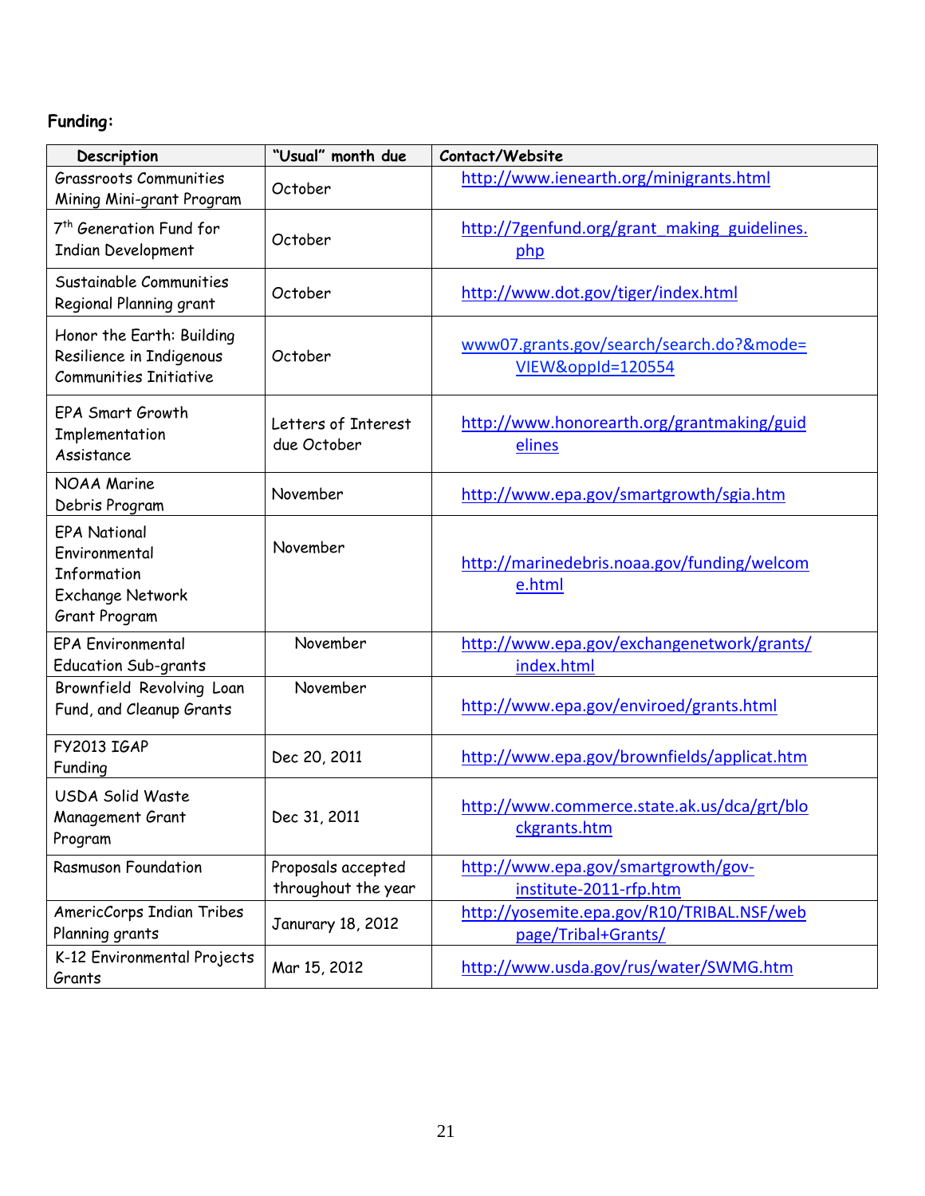**Funding:**

| Description | "Usual" month due | Contact/Website |
|---|---|---|
| Grassroots Communities Mining Mini-grant Program | October | http://www.ienearth.org/minigrants.html |
| 7th Generation Fund for Indian Development | October | http://7genfund.org/grant_making_guidelines.php |
| Sustainable Communities Regional Planning grant | October | http://www.dot.gov/tiger/index.html |
| Honor the Earth: Building Resilience in Indigenous Communities Initiative | October | www07.grants.gov/search/search.do?&mode=VIEW&oppId=120554 |
| EPA Smart Growth Implementation Assistance | Letters of Interest due October | http://www.honorearth.org/grantmaking/guidelines |
| NOAA Marine Debris Program | November | http://www.epa.gov/smartgrowth/sgia.htm |
| EPA National Environmental Information Exchange Network Grant Program | November | http://marinedebris.noaa.gov/funding/welcome.html |
| EPA Environmental Education Sub-grants | November | http://www.epa.gov/exchangenetwork/grants/index.html |
| Brownfield Revolving Loan Fund, and Cleanup Grants | November | http://www.epa.gov/enviroed/grants.html |
| FY2013 IGAP Funding | Dec 20, 2011 | http://www.epa.gov/brownfields/applicat.htm |
| USDA Solid Waste Management Grant Program | Dec 31, 2011 | http://www.commerce.state.ak.us/dca/grt/blockgrants.htm |
| Rasmuson Foundation | Proposals accepted throughout the year | http://www.epa.gov/smartgrowth/gov-institute-2011-rfp.htm |
| AmericCorps Indian Tribes Planning grants | Janurary 18, 2012 | http://yosemite.epa.gov/R10/TRIBAL.NSF/webpage/Tribal+Grants/ |
| K-12 Environmental Projects Grants | Mar 15, 2012 | http://www.usda.gov/rus/water/SWMG.htm |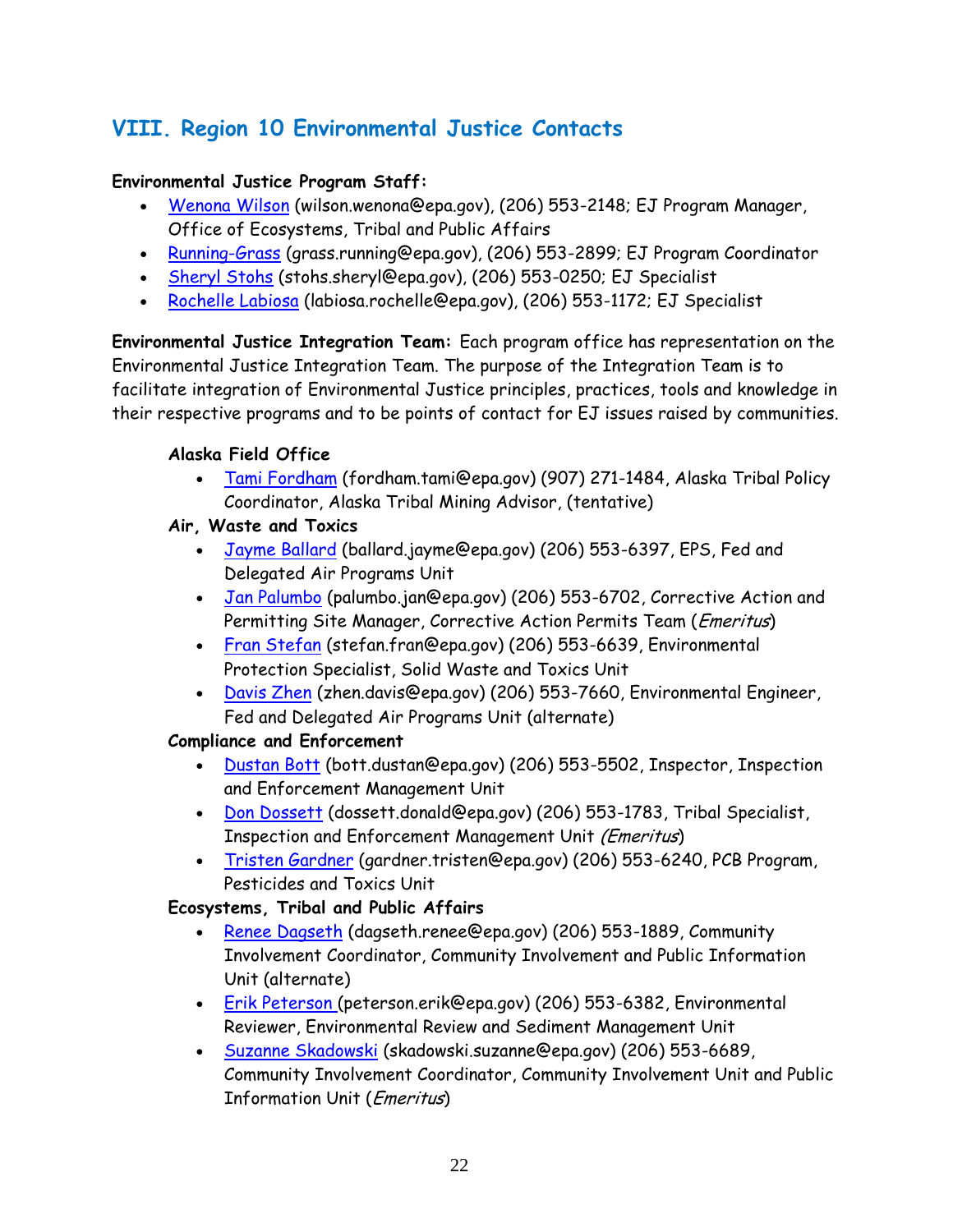## VIII. Region 10 Environmental Justice Contacts

**Environmental Justice Program Staff:**

- Wenona Wilson (wilson.wenona@epa.gov), (206) 553-2148; EJ Program Manager, Office of Ecosystems, Tribal and Public Affairs
- Running-Grass (grass.running@epa.gov), (206) 553-2899; EJ Program Coordinator
- Sheryl Stohs (stohs.sheryl@epa.gov), (206) 553-0250; EJ Specialist
- Rochelle Labiosa (labiosa.rochelle@epa.gov), (206) 553-1172; EJ Specialist

**Environmental Justice Integration Team:** Each program office has representation on the Environmental Justice Integration Team. The purpose of the Integration Team is to facilitate integration of Environmental Justice principles, practices, tools and knowledge in their respective programs and to be points of contact for EJ issues raised by communities.

**Alaska Field Office**

- Tami Fordham (fordham.tami@epa.gov) (907) 271-1484, Alaska Tribal Policy Coordinator, Alaska Tribal Mining Advisor, (tentative)

**Air, Waste and Toxics**

- Jayme Ballard (ballard.jayme@epa.gov) (206) 553-6397, EPS, Fed and Delegated Air Programs Unit
- Jan Palumbo (palumbo.jan@epa.gov) (206) 553-6702, Corrective Action and Permitting Site Manager, Corrective Action Permits Team (*Emeritus*)
- Fran Stefan (stefan.fran@epa.gov) (206) 553-6639, Environmental Protection Specialist, Solid Waste and Toxics Unit
- Davis Zhen (zhen.davis@epa.gov) (206) 553-7660, Environmental Engineer, Fed and Delegated Air Programs Unit (alternate)

**Compliance and Enforcement**

- Dustan Bott (bott.dustan@epa.gov) (206) 553-5502, Inspector, Inspection and Enforcement Management Unit
- Don Dossett (dossett.donald@epa.gov) (206) 553-1783, Tribal Specialist, Inspection and Enforcement Management Unit *(Emeritus*)
- Tristen Gardner (gardner.tristen@epa.gov) (206) 553-6240, PCB Program, Pesticides and Toxics Unit

**Ecosystems, Tribal and Public Affairs**

- Renee Dagseth (dagseth.renee@epa.gov) (206) 553-1889, Community Involvement Coordinator, Community Involvement and Public Information Unit (alternate)
- Erik Peterson (peterson.erik@epa.gov) (206) 553-6382, Environmental Reviewer, Environmental Review and Sediment Management Unit
- Suzanne Skadowski (skadowski.suzanne@epa.gov) (206) 553-6689, Community Involvement Coordinator, Community Involvement Unit and Public Information Unit (*Emeritus*)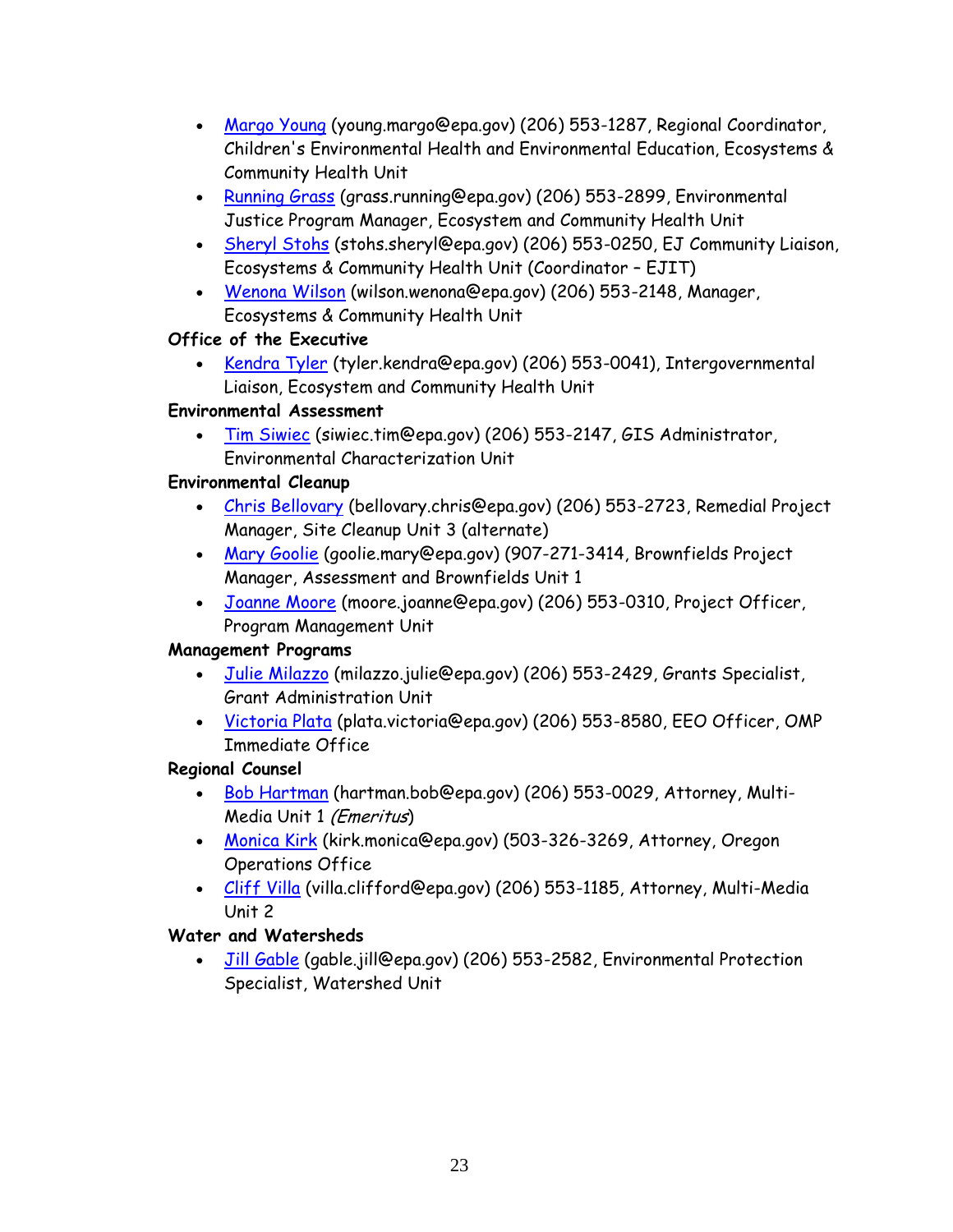- Margo Young (young.margo@epa.gov) (206) 553-1287, Regional Coordinator, Children's Environmental Health and Environmental Education, Ecosystems & Community Health Unit
- Running Grass (grass.running@epa.gov) (206) 553-2899, Environmental Justice Program Manager, Ecosystem and Community Health Unit
- Sheryl Stohs (stohs.sheryl@epa.gov) (206) 553-0250, EJ Community Liaison, Ecosystems & Community Health Unit (Coordinator – EJIT)
- Wenona Wilson (wilson.wenona@epa.gov) (206) 553-2148, Manager, Ecosystems & Community Health Unit

**Office of the Executive**

- Kendra Tyler (tyler.kendra@epa.gov) (206) 553-0041), Intergovernmental Liaison, Ecosystem and Community Health Unit

**Environmental Assessment**

- Tim Siwiec (siwiec.tim@epa.gov) (206) 553-2147, GIS Administrator, Environmental Characterization Unit

**Environmental Cleanup**

- Chris Bellovary (bellovary.chris@epa.gov) (206) 553-2723, Remedial Project Manager, Site Cleanup Unit 3 (alternate)
- Mary Goolie (goolie.mary@epa.gov) (907-271-3414, Brownfields Project Manager, Assessment and Brownfields Unit 1
- Joanne Moore (moore.joanne@epa.gov) (206) 553-0310, Project Officer, Program Management Unit

**Management Programs**

- Julie Milazzo (milazzo.julie@epa.gov) (206) 553-2429, Grants Specialist, Grant Administration Unit
- Victoria Plata (plata.victoria@epa.gov) (206) 553-8580, EEO Officer, OMP Immediate Office

**Regional Counsel**

- Bob Hartman (hartman.bob@epa.gov) (206) 553-0029, Attorney, Multi-Media Unit 1 *(Emeritus)*
- Monica Kirk (kirk.monica@epa.gov) (503-326-3269, Attorney, Oregon Operations Office
- Cliff Villa (villa.clifford@epa.gov) (206) 553-1185, Attorney, Multi-Media Unit 2

**Water and Watersheds**

- Jill Gable (gable.jill@epa.gov) (206) 553-2582, Environmental Protection Specialist, Watershed Unit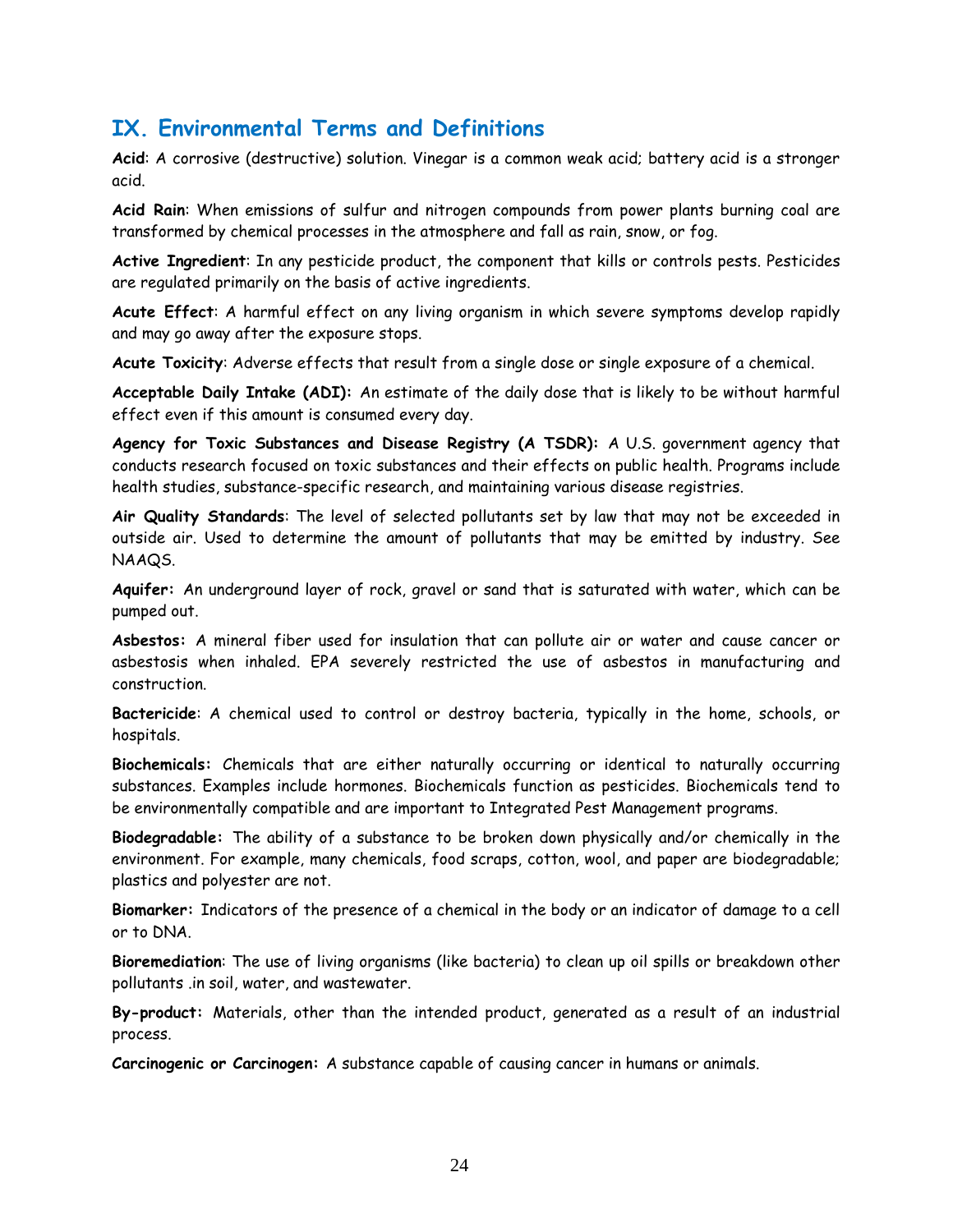## IX. Environmental Terms and Definitions

**Acid**: A corrosive (destructive) solution. Vinegar is a common weak acid; battery acid is a stronger acid.

**Acid Rain**: When emissions of sulfur and nitrogen compounds from power plants burning coal are transformed by chemical processes in the atmosphere and fall as rain, snow, or fog.

**Active Ingredient**: In any pesticide product, the component that kills or controls pests. Pesticides are regulated primarily on the basis of active ingredients.

**Acute Effect**: A harmful effect on any living organism in which severe symptoms develop rapidly and may go away after the exposure stops.

**Acute Toxicity**: Adverse effects that result from a single dose or single exposure of a chemical.

**Acceptable Daily Intake (ADI):** An estimate of the daily dose that is likely to be without harmful effect even if this amount is consumed every day.

**Agency for Toxic Substances and Disease Registry (A TSDR):** A U.S. government agency that conducts research focused on toxic substances and their effects on public health. Programs include health studies, substance-specific research, and maintaining various disease registries.

**Air Quality Standards**: The level of selected pollutants set by law that may not be exceeded in outside air. Used to determine the amount of pollutants that may be emitted by industry. See NAAQS.

**Aquifer:** An underground layer of rock, gravel or sand that is saturated with water, which can be pumped out.

**Asbestos:** A mineral fiber used for insulation that can pollute air or water and cause cancer or asbestosis when inhaled. EPA severely restricted the use of asbestos in manufacturing and construction.

**Bactericide**: A chemical used to control or destroy bacteria, typically in the home, schools, or hospitals.

**Biochemicals:** Chemicals that are either naturally occurring or identical to naturally occurring substances. Examples include hormones. Biochemicals function as pesticides. Biochemicals tend to be environmentally compatible and are important to Integrated Pest Management programs.

**Biodegradable:** The ability of a substance to be broken down physically and/or chemically in the environment. For example, many chemicals, food scraps, cotton, wool, and paper are biodegradable; plastics and polyester are not.

**Biomarker:** Indicators of the presence of a chemical in the body or an indicator of damage to a cell or to DNA.

**Bioremediation**: The use of living organisms (like bacteria) to clean up oil spills or breakdown other pollutants .in soil, water, and wastewater.

**By-product:** Materials, other than the intended product, generated as a result of an industrial process.

**Carcinogenic or Carcinogen:** A substance capable of causing cancer in humans or animals.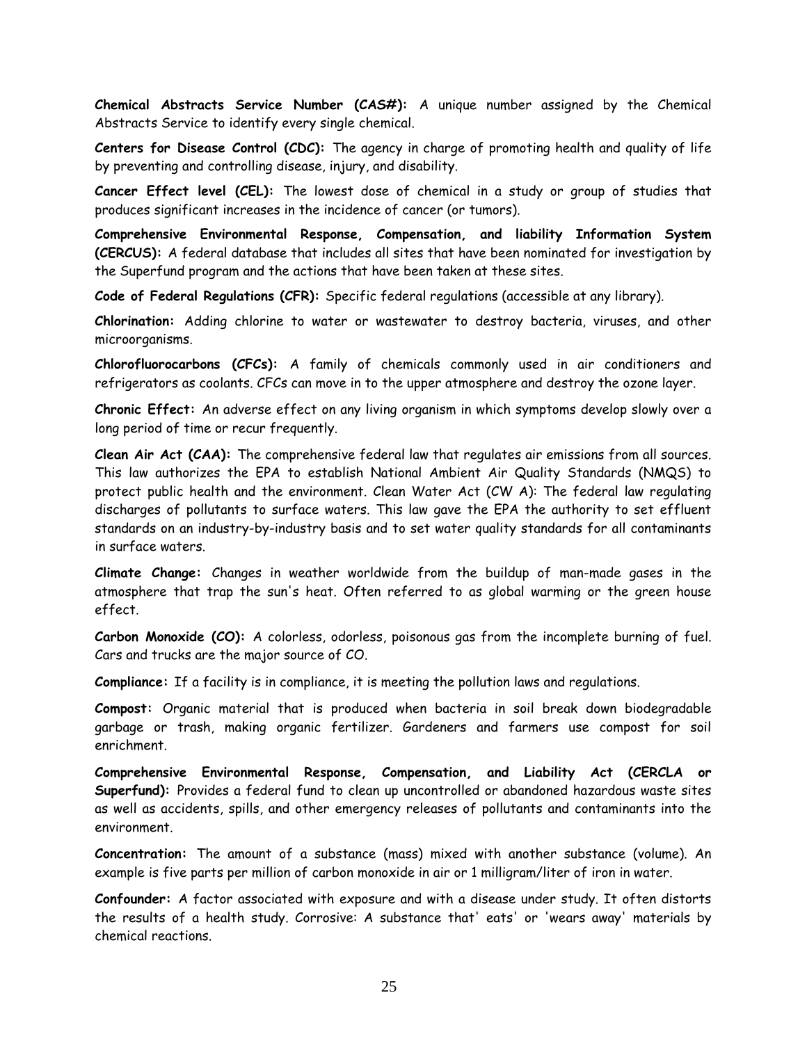**Chemical Abstracts Service Number (CAS#):** A unique number assigned by the Chemical Abstracts Service to identify every single chemical.

**Centers for Disease Control (CDC):** The agency in charge of promoting health and quality of life by preventing and controlling disease, injury, and disability.

**Cancer Effect level (CEL):** The lowest dose of chemical in a study or group of studies that produces significant increases in the incidence of cancer (or tumors).

**Comprehensive Environmental Response, Compensation, and liability Information System (CERCUS):** A federal database that includes all sites that have been nominated for investigation by the Superfund program and the actions that have been taken at these sites.

**Code of Federal Regulations (CFR):** Specific federal regulations (accessible at any library).

**Chlorination:** Adding chlorine to water or wastewater to destroy bacteria, viruses, and other microorganisms.

**Chlorofluorocarbons (CFCs):** A family of chemicals commonly used in air conditioners and refrigerators as coolants. CFCs can move in to the upper atmosphere and destroy the ozone layer.

**Chronic Effect:** An adverse effect on any living organism in which symptoms develop slowly over a long period of time or recur frequently.

**Clean Air Act (CAA):** The comprehensive federal law that regulates air emissions from all sources. This law authorizes the EPA to establish National Ambient Air Quality Standards (NMQS) to protect public health and the environment. Clean Water Act (CW A): The federal law regulating discharges of pollutants to surface waters. This law gave the EPA the authority to set effluent standards on an industry-by-industry basis and to set water quality standards for all contaminants in surface waters.

**Climate Change:** Changes in weather worldwide from the buildup of man-made gases in the atmosphere that trap the sun's heat. Often referred to as global warming or the green house effect.

**Carbon Monoxide (CO):** A colorless, odorless, poisonous gas from the incomplete burning of fuel. Cars and trucks are the major source of CO.

**Compliance:** If a facility is in compliance, it is meeting the pollution laws and regulations.

**Compost:** Organic material that is produced when bacteria in soil break down biodegradable garbage or trash, making organic fertilizer. Gardeners and farmers use compost for soil enrichment.

**Comprehensive Environmental Response, Compensation, and Liability Act (CERCLA or Superfund):** Provides a federal fund to clean up uncontrolled or abandoned hazardous waste sites as well as accidents, spills, and other emergency releases of pollutants and contaminants into the environment.

**Concentration:** The amount of a substance (mass) mixed with another substance (volume). An example is five parts per million of carbon monoxide in air or 1 milligram/liter of iron in water.

**Confounder:** A factor associated with exposure and with a disease under study. It often distorts the results of a health study. Corrosive: A substance that' eats' or 'wears away' materials by chemical reactions.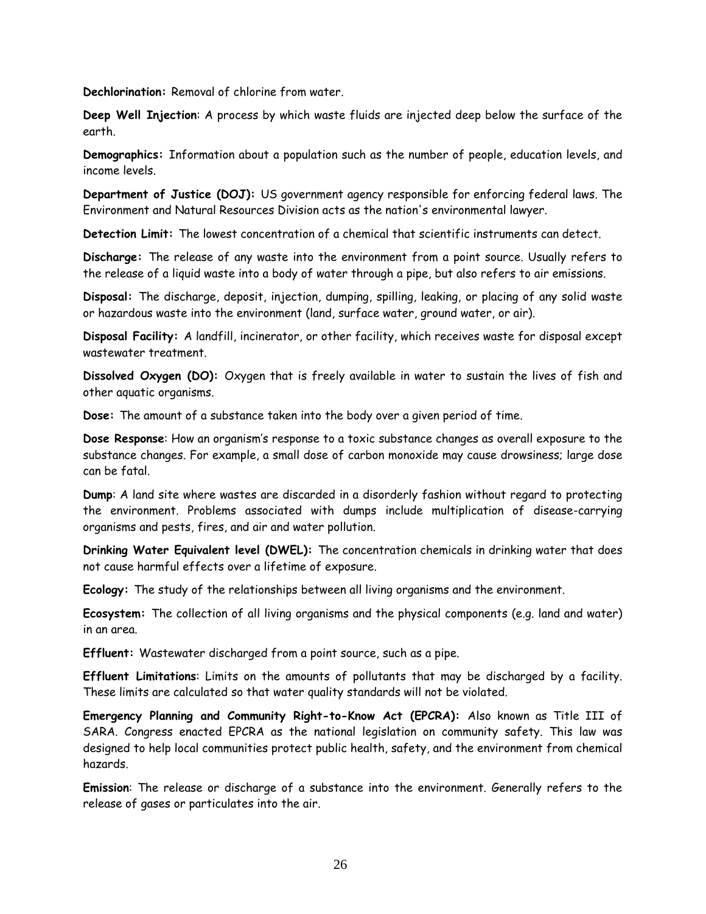**Dechlorination:** Removal of chlorine from water.

**Deep Well Injection**: A process by which waste fluids are injected deep below the surface of the earth.

**Demographics:** Information about a population such as the number of people, education levels, and income levels.

**Department of Justice (DOJ):** US government agency responsible for enforcing federal laws. The Environment and Natural Resources Division acts as the nation's environmental lawyer.

**Detection Limit:** The lowest concentration of a chemical that scientific instruments can detect.

**Discharge:** The release of any waste into the environment from a point source. Usually refers to the release of a liquid waste into a body of water through a pipe, but also refers to air emissions.

**Disposal:** The discharge, deposit, injection, dumping, spilling, leaking, or placing of any solid waste or hazardous waste into the environment (land, surface water, ground water, or air).

**Disposal Facility:** A landfill, incinerator, or other facility, which receives waste for disposal except wastewater treatment.

**Dissolved Oxygen (DO):** Oxygen that is freely available in water to sustain the lives of fish and other aquatic organisms.

**Dose:** The amount of a substance taken into the body over a given period of time.

**Dose Response**: How an organism's response to a toxic substance changes as overall exposure to the substance changes. For example, a small dose of carbon monoxide may cause drowsiness; large dose can be fatal.

**Dump**: A land site where wastes are discarded in a disorderly fashion without regard to protecting the environment. Problems associated with dumps include multiplication of disease-carrying organisms and pests, fires, and air and water pollution.

**Drinking Water Equivalent level (DWEL):** The concentration chemicals in drinking water that does not cause harmful effects over a lifetime of exposure.

**Ecology:** The study of the relationships between all living organisms and the environment.

**Ecosystem:** The collection of all living organisms and the physical components (e.g. land and water) in an area.

**Effluent:** Wastewater discharged from a point source, such as a pipe.

**Effluent Limitations**: Limits on the amounts of pollutants that may be discharged by a facility. These limits are calculated so that water quality standards will not be violated.

**Emergency Planning and Community Right-to-Know Act (EPCRA):** Also known as Title III of SARA. Congress enacted EPCRA as the national legislation on community safety. This law was designed to help local communities protect public health, safety, and the environment from chemical hazards.

**Emission**: The release or discharge of a substance into the environment. Generally refers to the release of gases or particulates into the air.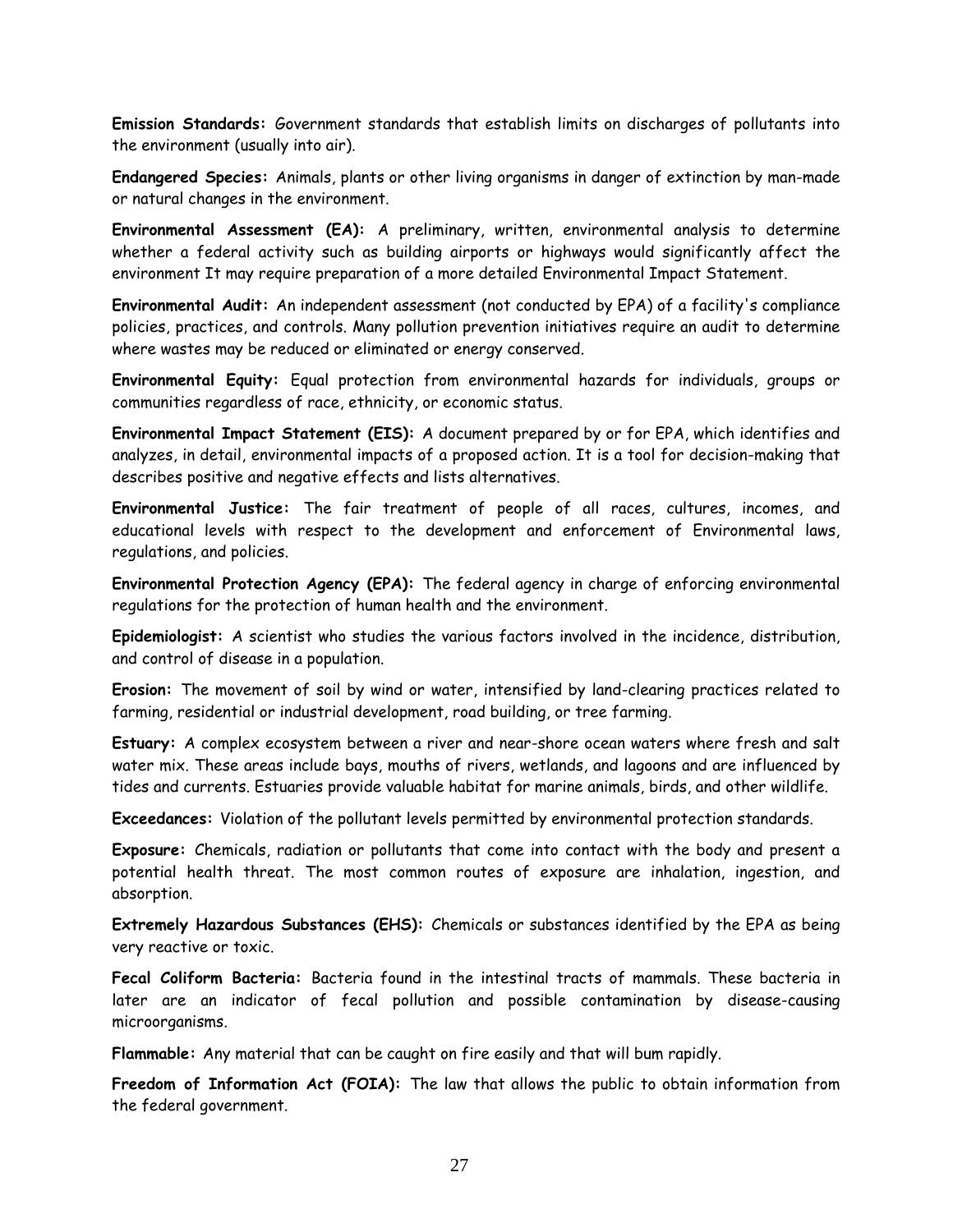**Emission Standards:** Government standards that establish limits on discharges of pollutants into the environment (usually into air).

**Endangered Species:** Animals, plants or other living organisms in danger of extinction by man-made or natural changes in the environment.

**Environmental Assessment (EA):** A preliminary, written, environmental analysis to determine whether a federal activity such as building airports or highways would significantly affect the environment It may require preparation of a more detailed Environmental Impact Statement.

**Environmental Audit:** An independent assessment (not conducted by EPA) of a facility's compliance policies, practices, and controls. Many pollution prevention initiatives require an audit to determine where wastes may be reduced or eliminated or energy conserved.

**Environmental Equity:** Equal protection from environmental hazards for individuals, groups or communities regardless of race, ethnicity, or economic status.

**Environmental Impact Statement (EIS):** A document prepared by or for EPA, which identifies and analyzes, in detail, environmental impacts of a proposed action. It is a tool for decision-making that describes positive and negative effects and lists alternatives.

**Environmental Justice:** The fair treatment of people of all races, cultures, incomes, and educational levels with respect to the development and enforcement of Environmental laws, regulations, and policies.

**Environmental Protection Agency (EPA):** The federal agency in charge of enforcing environmental regulations for the protection of human health and the environment.

**Epidemiologist:** A scientist who studies the various factors involved in the incidence, distribution, and control of disease in a population.

**Erosion:** The movement of soil by wind or water, intensified by land-clearing practices related to farming, residential or industrial development, road building, or tree farming.

**Estuary:** A complex ecosystem between a river and near-shore ocean waters where fresh and salt water mix. These areas include bays, mouths of rivers, wetlands, and lagoons and are influenced by tides and currents. Estuaries provide valuable habitat for marine animals, birds, and other wildlife.

**Exceedances:** Violation of the pollutant levels permitted by environmental protection standards.

**Exposure:** Chemicals, radiation or pollutants that come into contact with the body and present a potential health threat. The most common routes of exposure are inhalation, ingestion, and absorption.

**Extremely Hazardous Substances (EHS):** Chemicals or substances identified by the EPA as being very reactive or toxic.

**Fecal Coliform Bacteria:** Bacteria found in the intestinal tracts of mammals. These bacteria in later are an indicator of fecal pollution and possible contamination by disease-causing microorganisms.

**Flammable:** Any material that can be caught on fire easily and that will bum rapidly.

**Freedom of Information Act (FOIA):** The law that allows the public to obtain information from the federal government.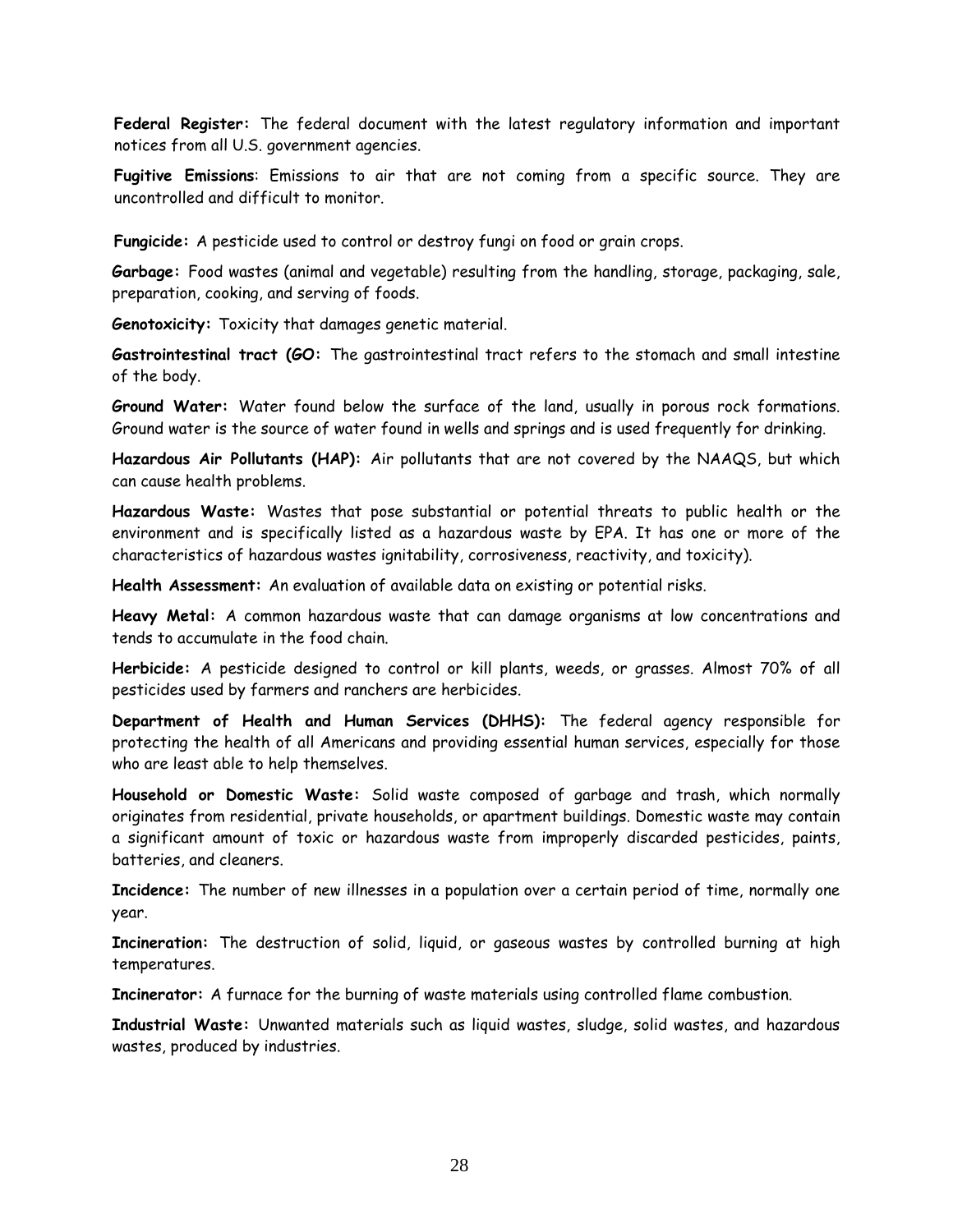**Federal Register:** The federal document with the latest regulatory information and important notices from all U.S. government agencies.

**Fugitive Emissions**: Emissions to air that are not coming from a specific source. They are uncontrolled and difficult to monitor.

**Fungicide:** A pesticide used to control or destroy fungi on food or grain crops.

**Garbage:** Food wastes (animal and vegetable) resulting from the handling, storage, packaging, sale, preparation, cooking, and serving of foods.

**Genotoxicity:** Toxicity that damages genetic material.

**Gastrointestinal tract (GO:** The gastrointestinal tract refers to the stomach and small intestine of the body.

**Ground Water:** Water found below the surface of the land, usually in porous rock formations. Ground water is the source of water found in wells and springs and is used frequently for drinking.

**Hazardous Air Pollutants (HAP):** Air pollutants that are not covered by the NAAQS, but which can cause health problems.

**Hazardous Waste:** Wastes that pose substantial or potential threats to public health or the environment and is specifically listed as a hazardous waste by EPA. It has one or more of the characteristics of hazardous wastes ignitability, corrosiveness, reactivity, and toxicity).

**Health Assessment:** An evaluation of available data on existing or potential risks.

**Heavy Metal:** A common hazardous waste that can damage organisms at low concentrations and tends to accumulate in the food chain.

**Herbicide:** A pesticide designed to control or kill plants, weeds, or grasses. Almost 70% of all pesticides used by farmers and ranchers are herbicides.

**Department of Health and Human Services (DHHS):** The federal agency responsible for protecting the health of all Americans and providing essential human services, especially for those who are least able to help themselves.

**Household or Domestic Waste:** Solid waste composed of garbage and trash, which normally originates from residential, private households, or apartment buildings. Domestic waste may contain a significant amount of toxic or hazardous waste from improperly discarded pesticides, paints, batteries, and cleaners.

**Incidence:** The number of new illnesses in a population over a certain period of time, normally one year.

**Incineration:** The destruction of solid, liquid, or gaseous wastes by controlled burning at high temperatures.

**Incinerator:** A furnace for the burning of waste materials using controlled flame combustion.

**Industrial Waste:** Unwanted materials such as liquid wastes, sludge, solid wastes, and hazardous wastes, produced by industries.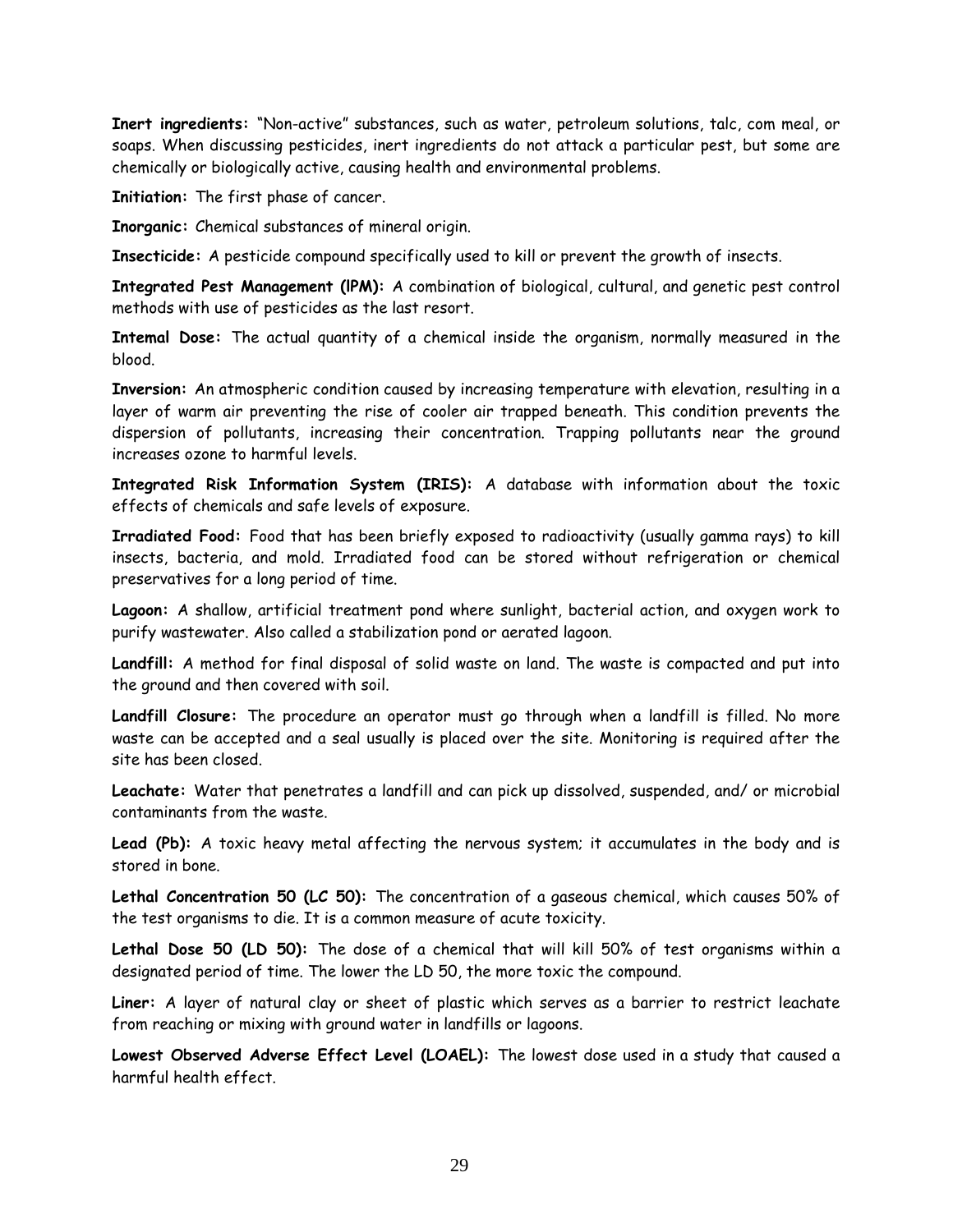**Inert ingredients:** "Non-active" substances, such as water, petroleum solutions, talc, com meal, or soaps. When discussing pesticides, inert ingredients do not attack a particular pest, but some are chemically or biologically active, causing health and environmental problems.

**Initiation:** The first phase of cancer.

**Inorganic:** Chemical substances of mineral origin.

**Insecticide:** A pesticide compound specifically used to kill or prevent the growth of insects.

**Integrated Pest Management (IPM):** A combination of biological, cultural, and genetic pest control methods with use of pesticides as the last resort.

**Intemal Dose:** The actual quantity of a chemical inside the organism, normally measured in the blood.

**Inversion:** An atmospheric condition caused by increasing temperature with elevation, resulting in a layer of warm air preventing the rise of cooler air trapped beneath. This condition prevents the dispersion of pollutants, increasing their concentration. Trapping pollutants near the ground increases ozone to harmful levels.

**Integrated Risk Information System (IRIS):** A database with information about the toxic effects of chemicals and safe levels of exposure.

**Irradiated Food:** Food that has been briefly exposed to radioactivity (usually gamma rays) to kill insects, bacteria, and mold. Irradiated food can be stored without refrigeration or chemical preservatives for a long period of time.

**Lagoon:** A shallow, artificial treatment pond where sunlight, bacterial action, and oxygen work to purify wastewater. Also called a stabilization pond or aerated lagoon.

**Landfill:** A method for final disposal of solid waste on land. The waste is compacted and put into the ground and then covered with soil.

**Landfill Closure:** The procedure an operator must go through when a landfill is filled. No more waste can be accepted and a seal usually is placed over the site. Monitoring is required after the site has been closed.

**Leachate:** Water that penetrates a landfill and can pick up dissolved, suspended, and/ or microbial contaminants from the waste.

**Lead (Pb):** A toxic heavy metal affecting the nervous system; it accumulates in the body and is stored in bone.

**Lethal Concentration 50 (LC 50):** The concentration of a gaseous chemical, which causes 50% of the test organisms to die. It is a common measure of acute toxicity.

**Lethal Dose 50 (LD 50):** The dose of a chemical that will kill 50% of test organisms within a designated period of time. The lower the LD 50, the more toxic the compound.

**Liner:** A layer of natural clay or sheet of plastic which serves as a barrier to restrict leachate from reaching or mixing with ground water in landfills or lagoons.

**Lowest Observed Adverse Effect Level (LOAEL):** The lowest dose used in a study that caused a harmful health effect.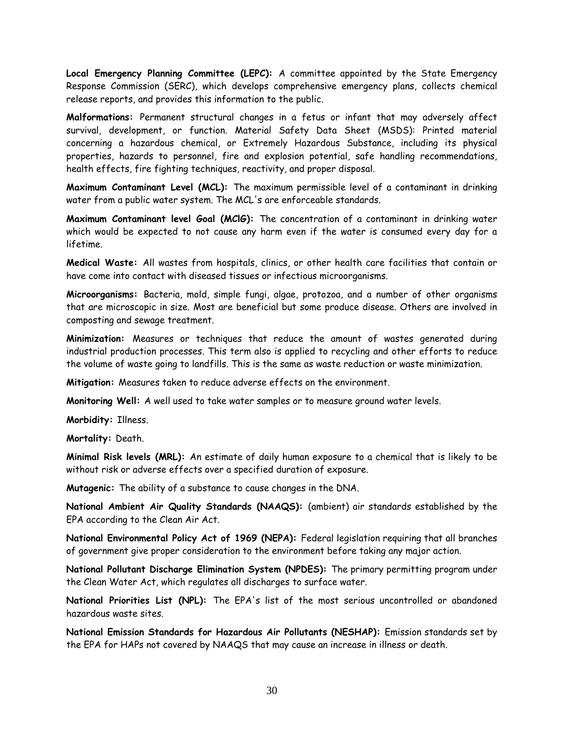**Local Emergency Planning Committee (LEPC):** A committee appointed by the State Emergency Response Commission (SERC), which develops comprehensive emergency plans, collects chemical release reports, and provides this information to the public.

**Malformations:** Permanent structural changes in a fetus or infant that may adversely affect survival, development, or function. Material Safety Data Sheet (MSDS): Printed material concerning a hazardous chemical, or Extremely Hazardous Substance, including its physical properties, hazards to personnel, fire and explosion potential, safe handling recommendations, health effects, fire fighting techniques, reactivity, and proper disposal.

**Maximum Contaminant Level (MCL):** The maximum permissible level of a contaminant in drinking water from a public water system. The MCL's are enforceable standards.

**Maximum Contaminant level Goal (MClG):** The concentration of a contaminant in drinking water which would be expected to not cause any harm even if the water is consumed every day for a lifetime.

**Medical Waste:** All wastes from hospitals, clinics, or other health care facilities that contain or have come into contact with diseased tissues or infectious microorganisms.

**Microorganisms:** Bacteria, mold, simple fungi, algae, protozoa, and a number of other organisms that are microscopic in size. Most are beneficial but some produce disease. Others are involved in composting and sewage treatment.

**Minimization:** Measures or techniques that reduce the amount of wastes generated during industrial production processes. This term also is applied to recycling and other efforts to reduce the volume of waste going to landfills. This is the same as waste reduction or waste minimization.

**Mitigation:** Measures taken to reduce adverse effects on the environment.

**Monitoring Well:** A well used to take water samples or to measure ground water levels.

**Morbidity:** Illness.

**Mortality:** Death.

**Minimal Risk levels (MRL):** An estimate of daily human exposure to a chemical that is likely to be without risk or adverse effects over a specified duration of exposure.

**Mutagenic:** The ability of a substance to cause changes in the DNA.

**National Ambient Air Quality Standards (NAAQS):** (ambient) air standards established by the EPA according to the Clean Air Act.

**National Environmental Policy Act of 1969 (NEPA):** Federal legislation requiring that all branches of government give proper consideration to the environment before taking any major action.

**National Pollutant Discharge Elimination System (NPDES):** The primary permitting program under the Clean Water Act, which regulates all discharges to surface water.

**National Priorities List (NPL):** The EPA's list of the most serious uncontrolled or abandoned hazardous waste sites.

**National Emission Standards for Hazardous Air Pollutants (NESHAP):** Emission standards set by the EPA for HAPs not covered by NAAQS that may cause an increase in illness or death.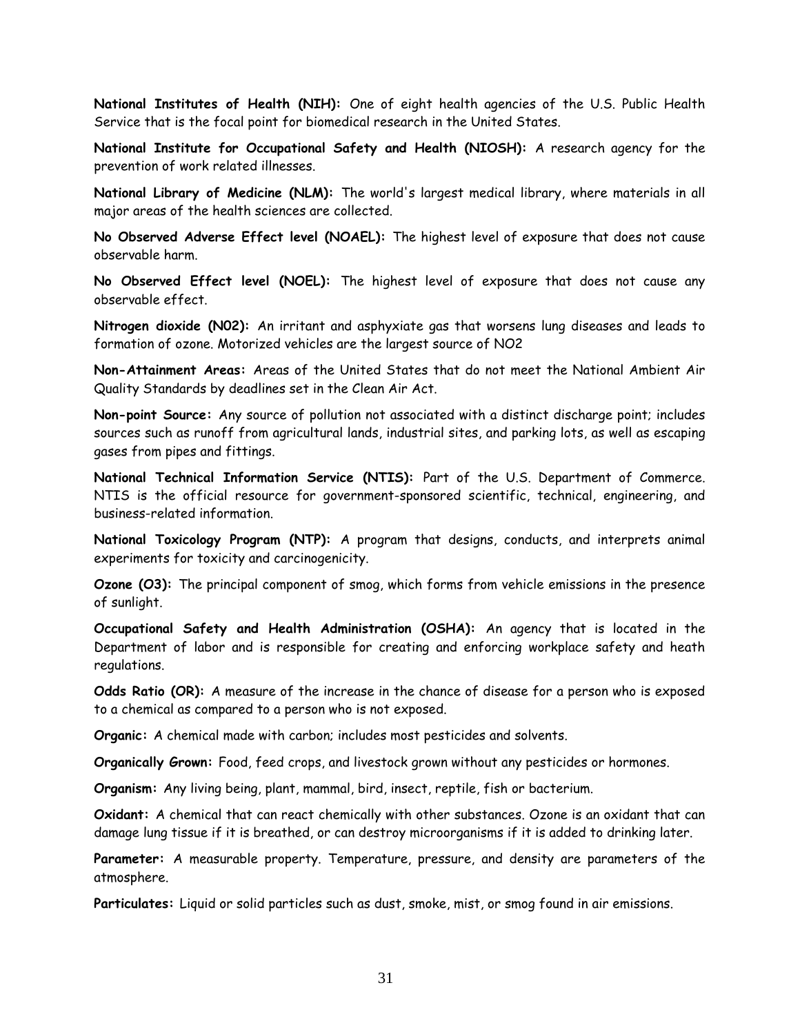**National Institutes of Health (NIH):** One of eight health agencies of the U.S. Public Health Service that is the focal point for biomedical research in the United States.

**National Institute for Occupational Safety and Health (NIOSH):** A research agency for the prevention of work related illnesses.

**National Library of Medicine (NLM):** The world's largest medical library, where materials in all major areas of the health sciences are collected.

**No Observed Adverse Effect level (NOAEL):** The highest level of exposure that does not cause observable harm.

**No Observed Effect level (NOEL):** The highest level of exposure that does not cause any observable effect.

**Nitrogen dioxide (N02):** An irritant and asphyxiate gas that worsens lung diseases and leads to formation of ozone. Motorized vehicles are the largest source of NO2

**Non-Attainment Areas:** Areas of the United States that do not meet the National Ambient Air Quality Standards by deadlines set in the Clean Air Act.

**Non-point Source:** Any source of pollution not associated with a distinct discharge point; includes sources such as runoff from agricultural lands, industrial sites, and parking lots, as well as escaping gases from pipes and fittings.

**National Technical Information Service (NTIS):** Part of the U.S. Department of Commerce. NTIS is the official resource for government-sponsored scientific, technical, engineering, and business-related information.

**National Toxicology Program (NTP):** A program that designs, conducts, and interprets animal experiments for toxicity and carcinogenicity.

**Ozone (O3):** The principal component of smog, which forms from vehicle emissions in the presence of sunlight.

**Occupational Safety and Health Administration (OSHA):** An agency that is located in the Department of labor and is responsible for creating and enforcing workplace safety and heath regulations.

**Odds Ratio (OR):** A measure of the increase in the chance of disease for a person who is exposed to a chemical as compared to a person who is not exposed.

**Organic:** A chemical made with carbon; includes most pesticides and solvents.

**Organically Grown:** Food, feed crops, and livestock grown without any pesticides or hormones.

**Organism:** Any living being, plant, mammal, bird, insect, reptile, fish or bacterium.

**Oxidant:** A chemical that can react chemically with other substances. Ozone is an oxidant that can damage lung tissue if it is breathed, or can destroy microorganisms if it is added to drinking later.

**Parameter:** A measurable property. Temperature, pressure, and density are parameters of the atmosphere.

**Particulates:** Liquid or solid particles such as dust, smoke, mist, or smog found in air emissions.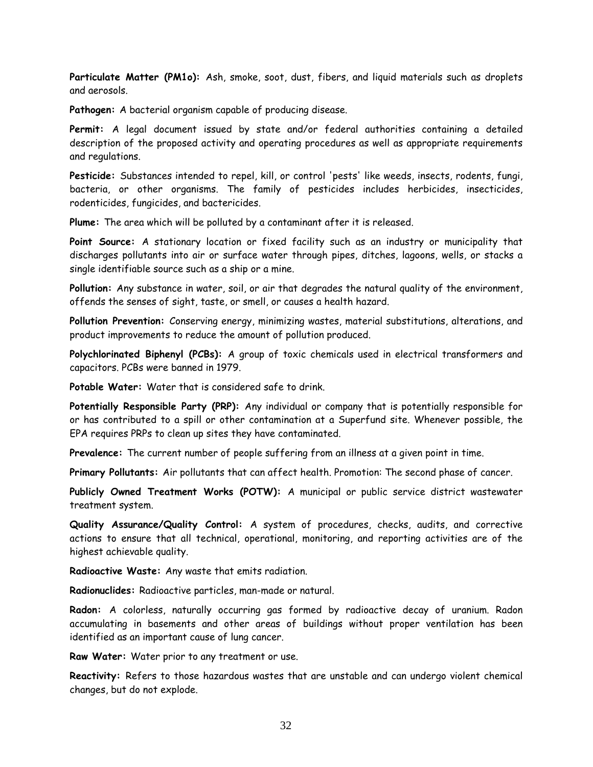**Particulate Matter (PM1o):** Ash, smoke, soot, dust, fibers, and liquid materials such as droplets and aerosols.

**Pathogen:** A bacterial organism capable of producing disease.

**Permit:** A legal document issued by state and/or federal authorities containing a detailed description of the proposed activity and operating procedures as well as appropriate requirements and regulations.

**Pesticide:** Substances intended to repel, kill, or control 'pests' like weeds, insects, rodents, fungi, bacteria, or other organisms. The family of pesticides includes herbicides, insecticides, rodenticides, fungicides, and bactericides.

**Plume:** The area which will be polluted by a contaminant after it is released.

**Point Source:** A stationary location or fixed facility such as an industry or municipality that discharges pollutants into air or surface water through pipes, ditches, lagoons, wells, or stacks a single identifiable source such as a ship or a mine.

**Pollution:** Any substance in water, soil, or air that degrades the natural quality of the environment, offends the senses of sight, taste, or smell, or causes a health hazard.

**Pollution Prevention:** Conserving energy, minimizing wastes, material substitutions, alterations, and product improvements to reduce the amount of pollution produced.

**Polychlorinated Biphenyl (PCBs):** A group of toxic chemicals used in electrical transformers and capacitors. PCBs were banned in 1979.

**Potable Water:** Water that is considered safe to drink.

**Potentially Responsible Party (PRP):** Any individual or company that is potentially responsible for or has contributed to a spill or other contamination at a Superfund site. Whenever possible, the EPA requires PRPs to clean up sites they have contaminated.

**Prevalence:** The current number of people suffering from an illness at a given point in time.

**Primary Pollutants:** Air pollutants that can affect health. Promotion: The second phase of cancer.

**Publicly Owned Treatment Works (POTW):** A municipal or public service district wastewater treatment system.

**Quality Assurance/Quality Control:** A system of procedures, checks, audits, and corrective actions to ensure that all technical, operational, monitoring, and reporting activities are of the highest achievable quality.

**Radioactive Waste:** Any waste that emits radiation.

**Radionuclides:** Radioactive particles, man-made or natural.

**Radon:** A colorless, naturally occurring gas formed by radioactive decay of uranium. Radon accumulating in basements and other areas of buildings without proper ventilation has been identified as an important cause of lung cancer.

**Raw Water:** Water prior to any treatment or use.

**Reactivity:** Refers to those hazardous wastes that are unstable and can undergo violent chemical changes, but do not explode.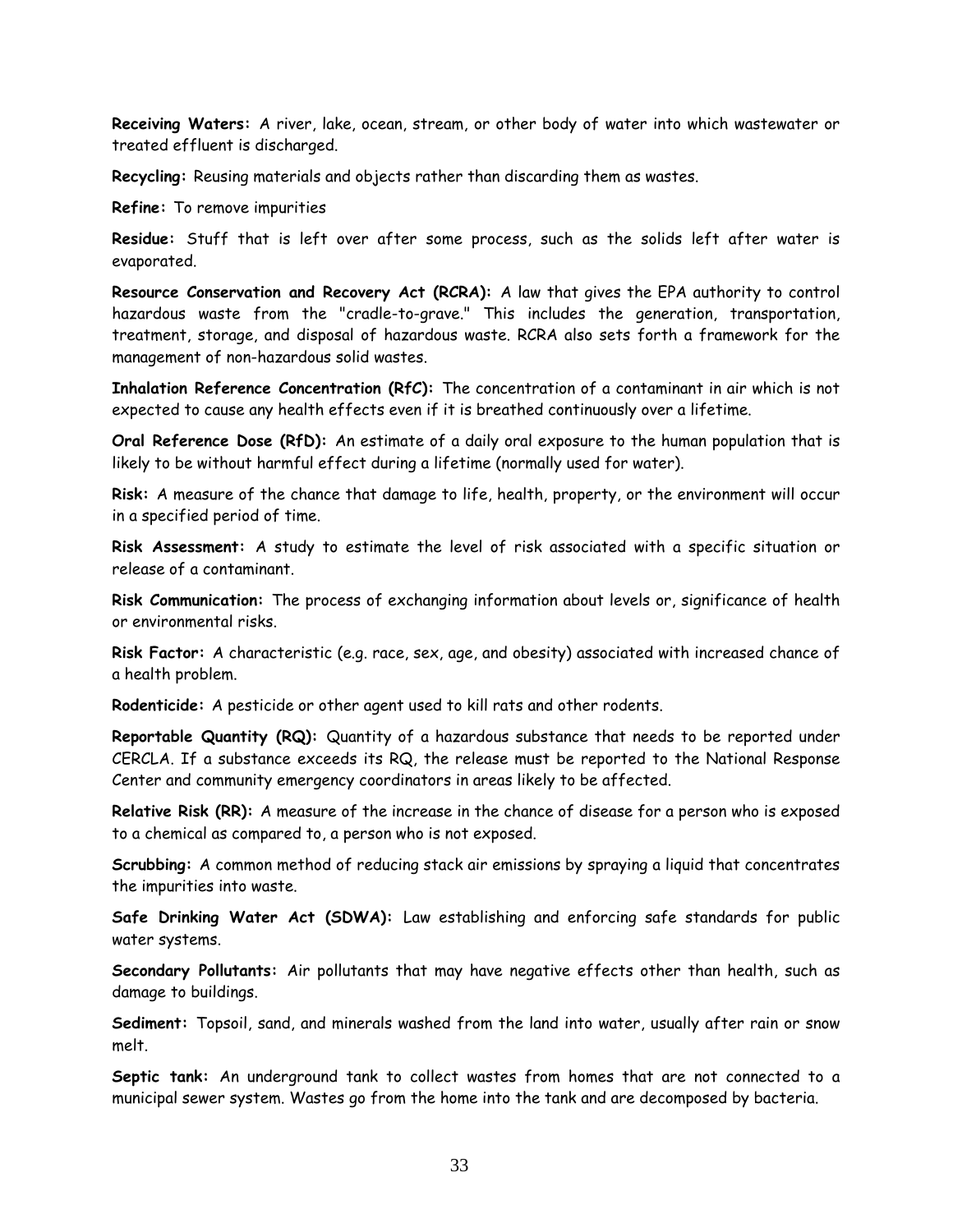**Receiving Waters:** A river, lake, ocean, stream, or other body of water into which wastewater or treated effluent is discharged.

**Recycling:** Reusing materials and objects rather than discarding them as wastes.

**Refine:** To remove impurities

**Residue:** Stuff that is left over after some process, such as the solids left after water is evaporated.

**Resource Conservation and Recovery Act (RCRA):** A law that gives the EPA authority to control hazardous waste from the "cradle-to-grave." This includes the generation, transportation, treatment, storage, and disposal of hazardous waste. RCRA also sets forth a framework for the management of non-hazardous solid wastes.

**Inhalation Reference Concentration (RfC):** The concentration of a contaminant in air which is not expected to cause any health effects even if it is breathed continuously over a lifetime.

**Oral Reference Dose (RfD):** An estimate of a daily oral exposure to the human population that is likely to be without harmful effect during a lifetime (normally used for water).

**Risk:** A measure of the chance that damage to life, health, property, or the environment will occur in a specified period of time.

**Risk Assessment:** A study to estimate the level of risk associated with a specific situation or release of a contaminant.

**Risk Communication:** The process of exchanging information about levels or, significance of health or environmental risks.

**Risk Factor:** A characteristic (e.g. race, sex, age, and obesity) associated with increased chance of a health problem.

**Rodenticide:** A pesticide or other agent used to kill rats and other rodents.

**Reportable Quantity (RQ):** Quantity of a hazardous substance that needs to be reported under CERCLA. If a substance exceeds its RQ, the release must be reported to the National Response Center and community emergency coordinators in areas likely to be affected.

**Relative Risk (RR):** A measure of the increase in the chance of disease for a person who is exposed to a chemical as compared to, a person who is not exposed.

**Scrubbing:** A common method of reducing stack air emissions by spraying a liquid that concentrates the impurities into waste.

**Safe Drinking Water Act (SDWA):** Law establishing and enforcing safe standards for public water systems.

**Secondary Pollutants:** Air pollutants that may have negative effects other than health, such as damage to buildings.

**Sediment:** Topsoil, sand, and minerals washed from the land into water, usually after rain or snow melt.

**Septic tank:** An underground tank to collect wastes from homes that are not connected to a municipal sewer system. Wastes go from the home into the tank and are decomposed by bacteria.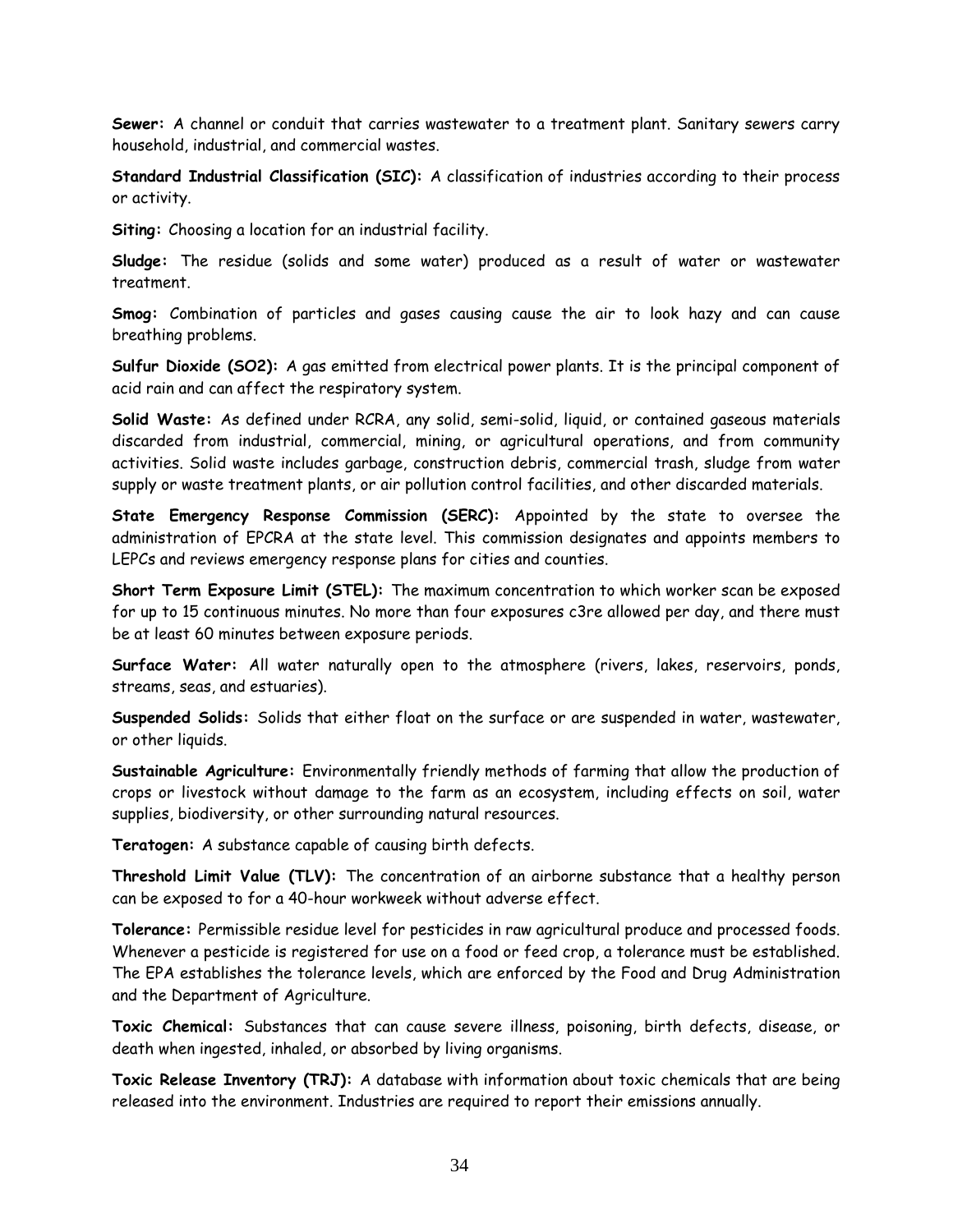**Sewer:** A channel or conduit that carries wastewater to a treatment plant. Sanitary sewers carry household, industrial, and commercial wastes.

**Standard Industrial Classification (SIC):** A classification of industries according to their process or activity.

**Siting:** Choosing a location for an industrial facility.

**Sludge:** The residue (solids and some water) produced as a result of water or wastewater treatment.

**Smog:** Combination of particles and gases causing cause the air to look hazy and can cause breathing problems.

**Sulfur Dioxide ($SO_2$):** A gas emitted from electrical power plants. It is the principal component of acid rain and can affect the respiratory system.

**Solid Waste:** As defined under RCRA, any solid, semi-solid, liquid, or contained gaseous materials discarded from industrial, commercial, mining, or agricultural operations, and from community activities. Solid waste includes garbage, construction debris, commercial trash, sludge from water supply or waste treatment plants, or air pollution control facilities, and other discarded materials.

**State Emergency Response Commission (SERC):** Appointed by the state to oversee the administration of EPCRA at the state level. This commission designates and appoints members to LEPCs and reviews emergency response plans for cities and counties.

**Short Term Exposure Limit (STEL):** The maximum concentration to which worker scan be exposed for up to 15 continuous minutes. No more than four exposures c3re allowed per day, and there must be at least 60 minutes between exposure periods.

**Surface Water:** All water naturally open to the atmosphere (rivers, lakes, reservoirs, ponds, streams, seas, and estuaries).

**Suspended Solids:** Solids that either float on the surface or are suspended in water, wastewater, or other liquids.

**Sustainable Agriculture:** Environmentally friendly methods of farming that allow the production of crops or livestock without damage to the farm as an ecosystem, including effects on soil, water supplies, biodiversity, or other surrounding natural resources.

**Teratogen:** A substance capable of causing birth defects.

**Threshold Limit Value (TLV):** The concentration of an airborne substance that a healthy person can be exposed to for a 40-hour workweek without adverse effect.

**Tolerance:** Permissible residue level for pesticides in raw agricultural produce and processed foods. Whenever a pesticide is registered for use on a food or feed crop, a tolerance must be established. The EPA establishes the tolerance levels, which are enforced by the Food and Drug Administration and the Department of Agriculture.

**Toxic Chemical:** Substances that can cause severe illness, poisoning, birth defects, disease, or death when ingested, inhaled, or absorbed by living organisms.

**Toxic Release Inventory (TRJ):** A database with information about toxic chemicals that are being released into the environment. Industries are required to report their emissions annually.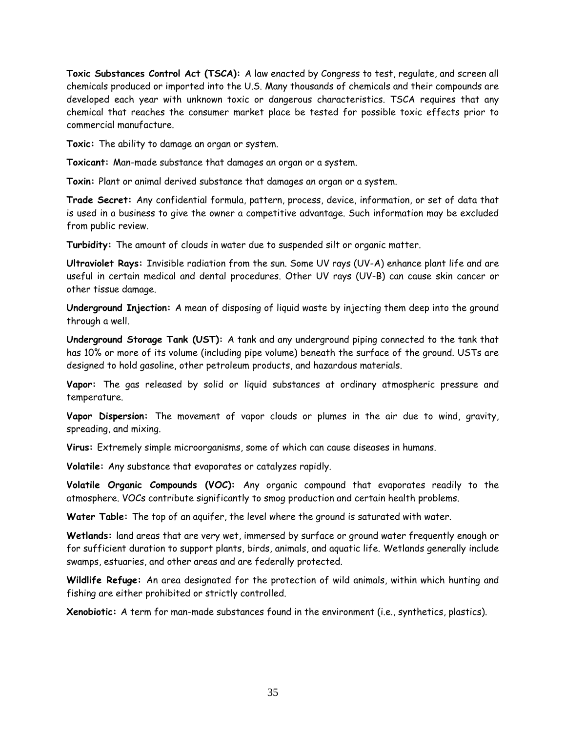**Toxic Substances Control Act (TSCA):** A law enacted by Congress to test, regulate, and screen all chemicals produced or imported into the U.S. Many thousands of chemicals and their compounds are developed each year with unknown toxic or dangerous characteristics. TSCA requires that any chemical that reaches the consumer market place be tested for possible toxic effects prior to commercial manufacture.

**Toxic:** The ability to damage an organ or system.

**Toxicant:** Man-made substance that damages an organ or a system.

**Toxin:** Plant or animal derived substance that damages an organ or a system.

**Trade Secret:** Any confidential formula, pattern, process, device, information, or set of data that is used in a business to give the owner a competitive advantage. Such information may be excluded from public review.

**Turbidity:** The amount of clouds in water due to suspended silt or organic matter.

**Ultraviolet Rays:** Invisible radiation from the sun. Some UV rays (UV-A) enhance plant life and are useful in certain medical and dental procedures. Other UV rays (UV-B) can cause skin cancer or other tissue damage.

**Underground Injection:** A mean of disposing of liquid waste by injecting them deep into the ground through a well.

**Underground Storage Tank (UST):** A tank and any underground piping connected to the tank that has 10% or more of its volume (including pipe volume) beneath the surface of the ground. USTs are designed to hold gasoline, other petroleum products, and hazardous materials.

**Vapor:** The gas released by solid or liquid substances at ordinary atmospheric pressure and temperature.

**Vapor Dispersion:** The movement of vapor clouds or plumes in the air due to wind, gravity, spreading, and mixing.

**Virus:** Extremely simple microorganisms, some of which can cause diseases in humans.

**Volatile:** Any substance that evaporates or catalyzes rapidly.

**Volatile Organic Compounds (VOC):** Any organic compound that evaporates readily to the atmosphere. VOCs contribute significantly to smog production and certain health problems.

**Water Table:** The top of an aquifer, the level where the ground is saturated with water.

**Wetlands:** land areas that are very wet, immersed by surface or ground water frequently enough or for sufficient duration to support plants, birds, animals, and aquatic life. Wetlands generally include swamps, estuaries, and other areas and are federally protected.

**Wildlife Refuge:** An area designated for the protection of wild animals, within which hunting and fishing are either prohibited or strictly controlled.

**Xenobiotic:** A term for man-made substances found in the environment (i.e., synthetics, plastics).